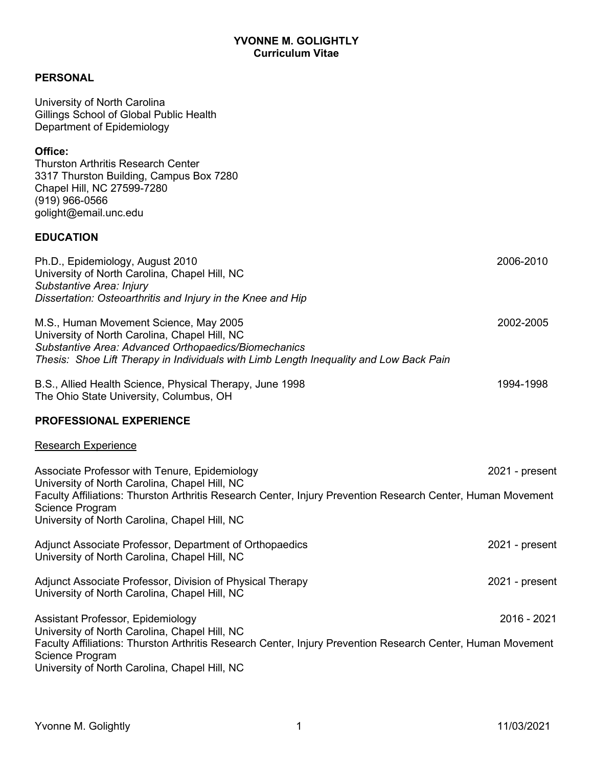# YVONNE M. GOLIGHTLY
**Curriculum Vitae**

## PERSONAL

University of North Carolina
Gillings School of Global Public Health
Department of Epidemiology

**Office:**
Thurston Arthritis Research Center
3317 Thurston Building, Campus Box 7280
Chapel Hill, NC 27599-7280
(919) 966-0566
golight@email.unc.edu

## EDUCATION

Ph.D., Epidemiology, August 2010 — 2006-2010
University of North Carolina, Chapel Hill, NC
*Substantive Area: Injury*
*Dissertation: Osteoarthritis and Injury in the Knee and Hip*

M.S., Human Movement Science, May 2005 — 2002-2005
University of North Carolina, Chapel Hill, NC
*Substantive Area: Advanced Orthopaedics/Biomechanics*
*Thesis: Shoe Lift Therapy in Individuals with Limb Length Inequality and Low Back Pain*

B.S., Allied Health Science, Physical Therapy, June 1998 — 1994-1998
The Ohio State University, Columbus, OH

## PROFESSIONAL EXPERIENCE

### Research Experience

Associate Professor with Tenure, Epidemiology — 2021 - present
University of North Carolina, Chapel Hill, NC
Faculty Affiliations: Thurston Arthritis Research Center, Injury Prevention Research Center, Human Movement Science Program
University of North Carolina, Chapel Hill, NC

Adjunct Associate Professor, Department of Orthopaedics — 2021 - present
University of North Carolina, Chapel Hill, NC

Adjunct Associate Professor, Division of Physical Therapy — 2021 - present
University of North Carolina, Chapel Hill, NC

Assistant Professor, Epidemiology — 2016 - 2021
University of North Carolina, Chapel Hill, NC
Faculty Affiliations: Thurston Arthritis Research Center, Injury Prevention Research Center, Human Movement Science Program
University of North Carolina, Chapel Hill, NC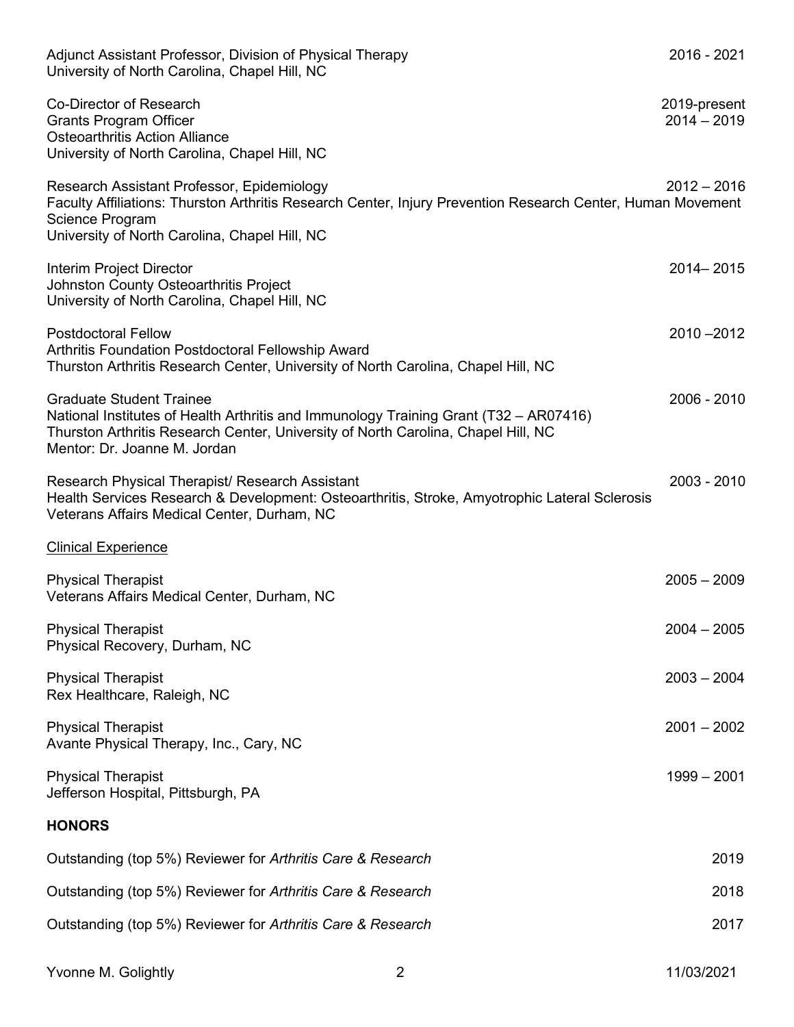Adjunct Assistant Professor, Division of Physical Therapy — 2016 - 2021
University of North Carolina, Chapel Hill, NC

Co-Director of Research — 2019-present
Grants Program Officer — 2014 – 2019
Osteoarthritis Action Alliance
University of North Carolina, Chapel Hill, NC

Research Assistant Professor, Epidemiology — 2012 – 2016
Faculty Affiliations: Thurston Arthritis Research Center, Injury Prevention Research Center, Human Movement Science Program
University of North Carolina, Chapel Hill, NC

Interim Project Director — 2014– 2015
Johnston County Osteoarthritis Project
University of North Carolina, Chapel Hill, NC

Postdoctoral Fellow — 2010 –2012
Arthritis Foundation Postdoctoral Fellowship Award
Thurston Arthritis Research Center, University of North Carolina, Chapel Hill, NC

Graduate Student Trainee — 2006 - 2010
National Institutes of Health Arthritis and Immunology Training Grant (T32 – AR07416)
Thurston Arthritis Research Center, University of North Carolina, Chapel Hill, NC
Mentor: Dr. Joanne M. Jordan

Research Physical Therapist/ Research Assistant — 2003 - 2010
Health Services Research & Development: Osteoarthritis, Stroke, Amyotrophic Lateral Sclerosis
Veterans Affairs Medical Center, Durham, NC

<u>Clinical Experience</u>

Physical Therapist — 2005 – 2009
Veterans Affairs Medical Center, Durham, NC

Physical Therapist — 2004 – 2005
Physical Recovery, Durham, NC

Physical Therapist — 2003 – 2004
Rex Healthcare, Raleigh, NC

Physical Therapist — 2001 – 2002
Avante Physical Therapy, Inc., Cary, NC

Physical Therapist — 1999 – 2001
Jefferson Hospital, Pittsburgh, PA

## HONORS

Outstanding (top 5%) Reviewer for *Arthritis Care & Research* — 2019

Outstanding (top 5%) Reviewer for *Arthritis Care & Research* — 2018

Outstanding (top 5%) Reviewer for *Arthritis Care & Research* — 2017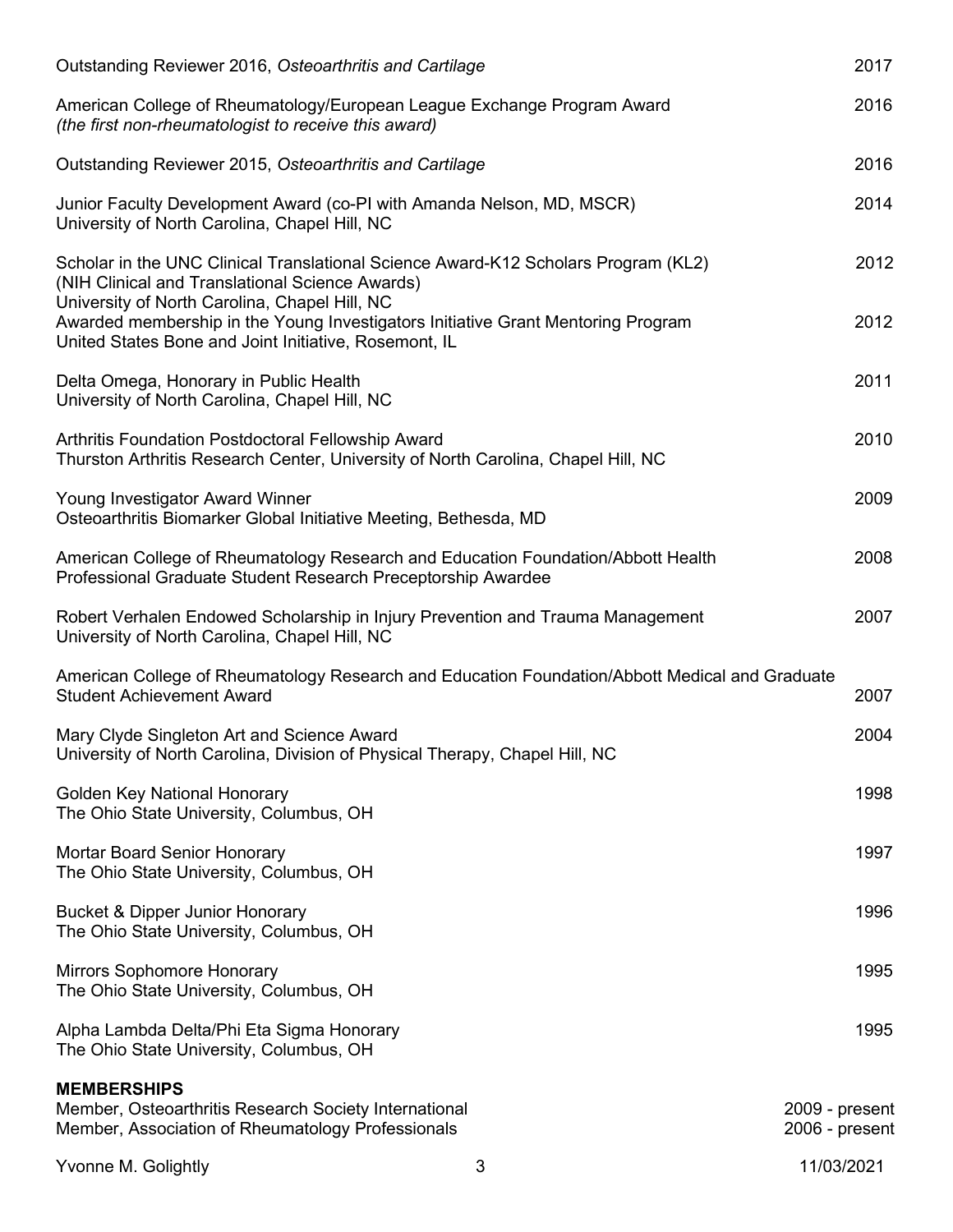Outstanding Reviewer 2016, *Osteoarthritis and Cartilage* 2017

American College of Rheumatology/European League Exchange Program Award 2016
*(the first non-rheumatologist to receive this award)*

Outstanding Reviewer 2015, *Osteoarthritis and Cartilage* 2016

Junior Faculty Development Award (co-PI with Amanda Nelson, MD, MSCR) 2014
University of North Carolina, Chapel Hill, NC

Scholar in the UNC Clinical Translational Science Award-K12 Scholars Program (KL2) 2012
(NIH Clinical and Translational Science Awards)
University of North Carolina, Chapel Hill, NC

Awarded membership in the Young Investigators Initiative Grant Mentoring Program 2012
United States Bone and Joint Initiative, Rosemont, IL

Delta Omega, Honorary in Public Health 2011
University of North Carolina, Chapel Hill, NC

Arthritis Foundation Postdoctoral Fellowship Award 2010
Thurston Arthritis Research Center, University of North Carolina, Chapel Hill, NC

Young Investigator Award Winner 2009
Osteoarthritis Biomarker Global Initiative Meeting, Bethesda, MD

American College of Rheumatology Research and Education Foundation/Abbott Health Professional Graduate Student Research Preceptorship Awardee 2008

Robert Verhalen Endowed Scholarship in Injury Prevention and Trauma Management 2007
University of North Carolina, Chapel Hill, NC

American College of Rheumatology Research and Education Foundation/Abbott Medical and Graduate Student Achievement Award 2007

Mary Clyde Singleton Art and Science Award 2004
University of North Carolina, Division of Physical Therapy, Chapel Hill, NC

Golden Key National Honorary 1998
The Ohio State University, Columbus, OH

Mortar Board Senior Honorary 1997
The Ohio State University, Columbus, OH

Bucket & Dipper Junior Honorary 1996
The Ohio State University, Columbus, OH

Mirrors Sophomore Honorary 1995
The Ohio State University, Columbus, OH

Alpha Lambda Delta/Phi Eta Sigma Honorary 1995
The Ohio State University, Columbus, OH

**MEMBERSHIPS**

Member, Osteoarthritis Research Society International 2009 - present
Member, Association of Rheumatology Professionals 2006 - present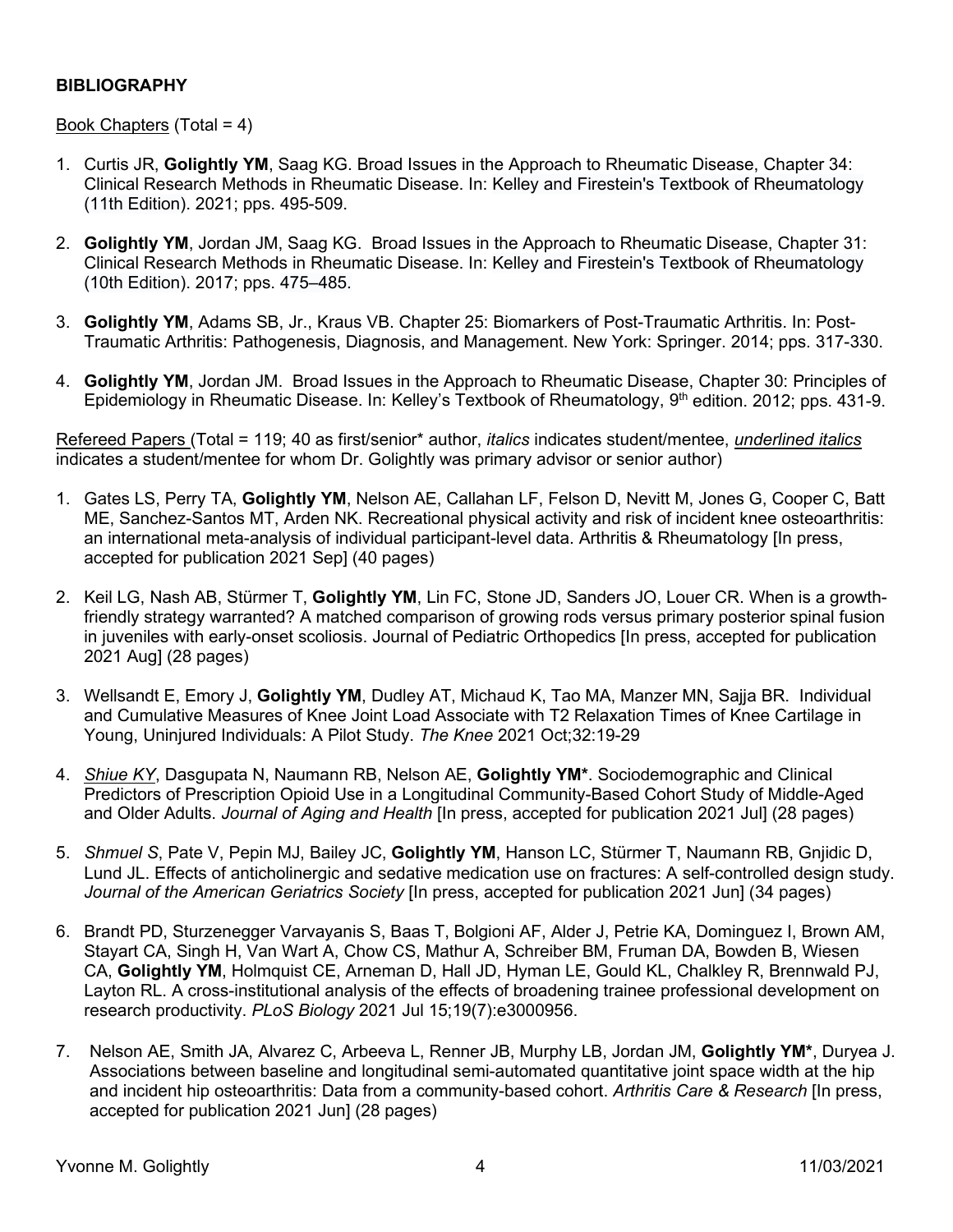**BIBLIOGRAPHY**

Book Chapters (Total = 4)

1. Curtis JR, **Golightly YM**, Saag KG. Broad Issues in the Approach to Rheumatic Disease, Chapter 34: Clinical Research Methods in Rheumatic Disease. In: Kelley and Firestein's Textbook of Rheumatology (11th Edition). 2021; pps. 495-509.

2. **Golightly YM**, Jordan JM, Saag KG. Broad Issues in the Approach to Rheumatic Disease, Chapter 31: Clinical Research Methods in Rheumatic Disease. In: Kelley and Firestein's Textbook of Rheumatology (10th Edition). 2017; pps. 475–485.

3. **Golightly YM**, Adams SB, Jr., Kraus VB. Chapter 25: Biomarkers of Post-Traumatic Arthritis. In: Post-Traumatic Arthritis: Pathogenesis, Diagnosis, and Management. New York: Springer. 2014; pps. 317-330.

4. **Golightly YM**, Jordan JM. Broad Issues in the Approach to Rheumatic Disease, Chapter 30: Principles of Epidemiology in Rheumatic Disease. In: Kelley's Textbook of Rheumatology, 9th edition. 2012; pps. 431-9.

Refereed Papers (Total = 119; 40 as first/senior* author, *italics* indicates student/mentee, *underlined italics* indicates a student/mentee for whom Dr. Golightly was primary advisor or senior author)

1. Gates LS, Perry TA, **Golightly YM**, Nelson AE, Callahan LF, Felson D, Nevitt M, Jones G, Cooper C, Batt ME, Sanchez-Santos MT, Arden NK. Recreational physical activity and risk of incident knee osteoarthritis: an international meta-analysis of individual participant-level data. Arthritis & Rheumatology [In press, accepted for publication 2021 Sep] (40 pages)

2. Keil LG, Nash AB, Stürmer T, **Golightly YM**, Lin FC, Stone JD, Sanders JO, Louer CR. When is a growth-friendly strategy warranted? A matched comparison of growing rods versus primary posterior spinal fusion in juveniles with early-onset scoliosis. Journal of Pediatric Orthopedics [In press, accepted for publication 2021 Aug] (28 pages)

3. Wellsandt E, Emory J, **Golightly YM**, Dudley AT, Michaud K, Tao MA, Manzer MN, Sajja BR. Individual and Cumulative Measures of Knee Joint Load Associate with T2 Relaxation Times of Knee Cartilage in Young, Uninjured Individuals: A Pilot Study. *The Knee* 2021 Oct;32:19-29

4. <u>*Shiue KY*</u>, Dasgupata N, Naumann RB, Nelson AE, **Golightly YM***. Sociodemographic and Clinical Predictors of Prescription Opioid Use in a Longitudinal Community-Based Cohort Study of Middle-Aged and Older Adults. *Journal of Aging and Health* [In press, accepted for publication 2021 Jul] (28 pages)

5. *Shmuel S*, Pate V, Pepin MJ, Bailey JC, **Golightly YM**, Hanson LC, Stürmer T, Naumann RB, Gnjidic D, Lund JL. Effects of anticholinergic and sedative medication use on fractures: A self-controlled design study. *Journal of the American Geriatrics Society* [In press, accepted for publication 2021 Jun] (34 pages)

6. Brandt PD, Sturzenegger Varvayanis S, Baas T, Bolgioni AF, Alder J, Petrie KA, Dominguez I, Brown AM, Stayart CA, Singh H, Van Wart A, Chow CS, Mathur A, Schreiber BM, Fruman DA, Bowden B, Wiesen CA, **Golightly YM**, Holmquist CE, Arneman D, Hall JD, Hyman LE, Gould KL, Chalkley R, Brennwald PJ, Layton RL. A cross-institutional analysis of the effects of broadening trainee professional development on research productivity. *PLoS Biology* 2021 Jul 15;19(7):e3000956.

7. Nelson AE, Smith JA, Alvarez C, Arbeeva L, Renner JB, Murphy LB, Jordan JM, **Golightly YM***, Duryea J. Associations between baseline and longitudinal semi-automated quantitative joint space width at the hip and incident hip osteoarthritis: Data from a community-based cohort. *Arthritis Care & Research* [In press, accepted for publication 2021 Jun] (28 pages)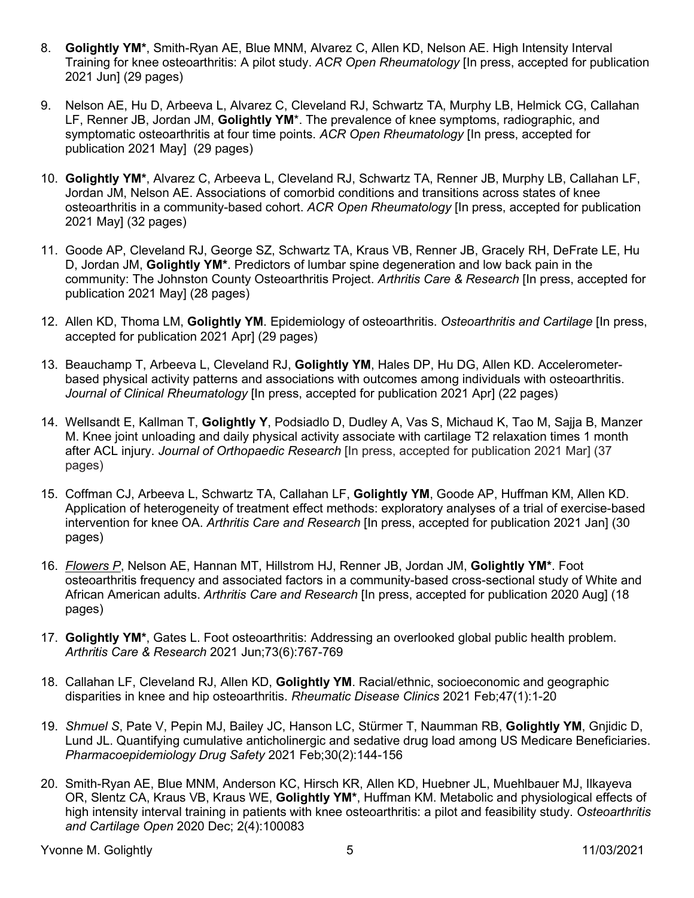8. **Golightly YM***, Smith-Ryan AE, Blue MNM, Alvarez C, Allen KD, Nelson AE. High Intensity Interval Training for knee osteoarthritis: A pilot study. *ACR Open Rheumatology* [In press, accepted for publication 2021 Jun] (29 pages)

9. Nelson AE, Hu D, Arbeeva L, Alvarez C, Cleveland RJ, Schwartz TA, Murphy LB, Helmick CG, Callahan LF, Renner JB, Jordan JM, **Golightly YM***. The prevalence of knee symptoms, radiographic, and symptomatic osteoarthritis at four time points. *ACR Open Rheumatology* [In press, accepted for publication 2021 May] (29 pages)

10. **Golightly YM***, Alvarez C, Arbeeva L, Cleveland RJ, Schwartz TA, Renner JB, Murphy LB, Callahan LF, Jordan JM, Nelson AE. Associations of comorbid conditions and transitions across states of knee osteoarthritis in a community-based cohort. *ACR Open Rheumatology* [In press, accepted for publication 2021 May] (32 pages)

11. Goode AP, Cleveland RJ, George SZ, Schwartz TA, Kraus VB, Renner JB, Gracely RH, DeFrate LE, Hu D, Jordan JM, **Golightly YM***. Predictors of lumbar spine degeneration and low back pain in the community: The Johnston County Osteoarthritis Project. *Arthritis Care & Research* [In press, accepted for publication 2021 May] (28 pages)

12. Allen KD, Thoma LM, **Golightly YM**. Epidemiology of osteoarthritis. *Osteoarthritis and Cartilage* [In press, accepted for publication 2021 Apr] (29 pages)

13. Beauchamp T, Arbeeva L, Cleveland RJ, **Golightly YM**, Hales DP, Hu DG, Allen KD. Accelerometer-based physical activity patterns and associations with outcomes among individuals with osteoarthritis. *Journal of Clinical Rheumatology* [In press, accepted for publication 2021 Apr] (22 pages)

14. Wellsandt E, Kallman T, **Golightly Y**, Podsiadlo D, Dudley A, Vas S, Michaud K, Tao M, Sajja B, Manzer M. Knee joint unloading and daily physical activity associate with cartilage T2 relaxation times 1 month after ACL injury. *Journal of Orthopaedic Research* [In press, accepted for publication 2021 Mar] (37 pages)

15. Coffman CJ, Arbeeva L, Schwartz TA, Callahan LF, **Golightly YM**, Goode AP, Huffman KM, Allen KD. Application of heterogeneity of treatment effect methods: exploratory analyses of a trial of exercise-based intervention for knee OA. *Arthritis Care and Research* [In press, accepted for publication 2021 Jan] (30 pages)

16. *Flowers P*, Nelson AE, Hannan MT, Hillstrom HJ, Renner JB, Jordan JM, **Golightly YM***. Foot osteoarthritis frequency and associated factors in a community-based cross-sectional study of White and African American adults. *Arthritis Care and Research* [In press, accepted for publication 2020 Aug] (18 pages)

17. **Golightly YM***, Gates L. Foot osteoarthritis: Addressing an overlooked global public health problem. *Arthritis Care & Research* 2021 Jun;73(6):767-769

18. Callahan LF, Cleveland RJ, Allen KD, **Golightly YM**. Racial/ethnic, socioeconomic and geographic disparities in knee and hip osteoarthritis. *Rheumatic Disease Clinics* 2021 Feb;47(1):1-20

19. *Shmuel S*, Pate V, Pepin MJ, Bailey JC, Hanson LC, Stürmer T, Naumman RB, **Golightly YM**, Gnjidic D, Lund JL. Quantifying cumulative anticholinergic and sedative drug load among US Medicare Beneficiaries. *Pharmacoepidemiology Drug Safety* 2021 Feb;30(2):144-156

20. Smith-Ryan AE, Blue MNM, Anderson KC, Hirsch KR, Allen KD, Huebner JL, Muehlbauer MJ, Ilkayeva OR, Slentz CA, Kraus VB, Kraus WE, **Golightly YM***, Huffman KM. Metabolic and physiological effects of high intensity interval training in patients with knee osteoarthritis: a pilot and feasibility study. *Osteoarthritis and Cartilage Open* 2020 Dec; 2(4):100083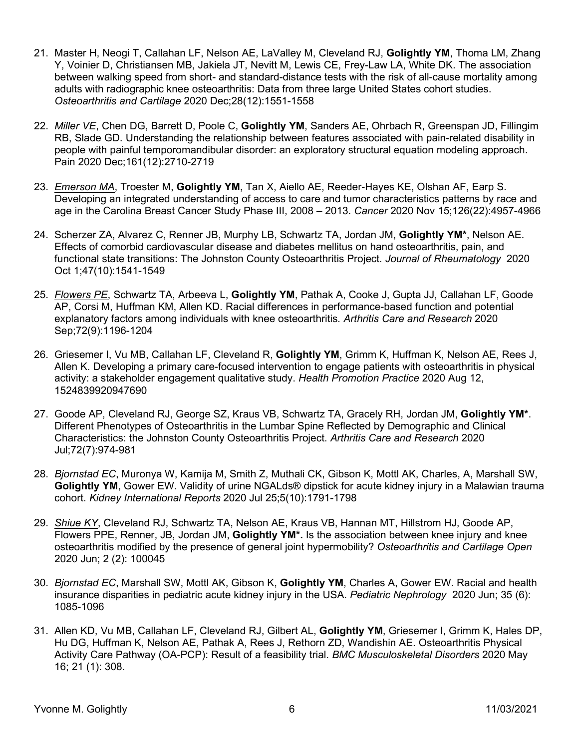21. Master H, Neogi T, Callahan LF, Nelson AE, LaValley M, Cleveland RJ, **Golightly YM**, Thoma LM, Zhang Y, Voinier D, Christiansen MB, Jakiela JT, Nevitt M, Lewis CE, Frey-Law LA, White DK. The association between walking speed from short- and standard-distance tests with the risk of all-cause mortality among adults with radiographic knee osteoarthritis: Data from three large United States cohort studies. *Osteoarthritis and Cartilage* 2020 Dec;28(12):1551-1558

22. *Miller VE*, Chen DG, Barrett D, Poole C, **Golightly YM**, Sanders AE, Ohrbach R, Greenspan JD, Fillingim RB, Slade GD. Understanding the relationship between features associated with pain-related disability in people with painful temporomandibular disorder: an exploratory structural equation modeling approach. Pain 2020 Dec;161(12):2710-2719

23. <u>*Emerson MA*</u>, Troester M, **Golightly YM**, Tan X, Aiello AE, Reeder-Hayes KE, Olshan AF, Earp S. Developing an integrated understanding of access to care and tumor characteristics patterns by race and age in the Carolina Breast Cancer Study Phase III, 2008 – 2013. *Cancer* 2020 Nov 15;126(22):4957-4966

24. Scherzer ZA, Alvarez C, Renner JB, Murphy LB, Schwartz TA, Jordan JM, **Golightly YM***, Nelson AE. Effects of comorbid cardiovascular disease and diabetes mellitus on hand osteoarthritis, pain, and functional state transitions: The Johnston County Osteoarthritis Project. *Journal of Rheumatology* 2020 Oct 1;47(10):1541-1549

25. <u>*Flowers PE*</u>, Schwartz TA, Arbeeva L, **Golightly YM**, Pathak A, Cooke J, Gupta JJ, Callahan LF, Goode AP, Corsi M, Huffman KM, Allen KD. Racial differences in performance-based function and potential explanatory factors among individuals with knee osteoarthritis. *Arthritis Care and Research* 2020 Sep;72(9):1196-1204

26. Griesemer I, Vu MB, Callahan LF, Cleveland R, **Golightly YM**, Grimm K, Huffman K, Nelson AE, Rees J, Allen K. Developing a primary care-focused intervention to engage patients with osteoarthritis in physical activity: a stakeholder engagement qualitative study. *Health Promotion Practice* 2020 Aug 12, 1524839920947690

27. Goode AP, Cleveland RJ, George SZ, Kraus VB, Schwartz TA, Gracely RH, Jordan JM, **Golightly YM***. Different Phenotypes of Osteoarthritis in the Lumbar Spine Reflected by Demographic and Clinical Characteristics: the Johnston County Osteoarthritis Project. *Arthritis Care and Research* 2020 Jul;72(7):974-981

28. *Bjornstad EC*, Muronya W, Kamija M, Smith Z, Muthali CK, Gibson K, Mottl AK, Charles, A, Marshall SW, **Golightly YM**, Gower EW. Validity of urine NGALds® dipstick for acute kidney injury in a Malawian trauma cohort. *Kidney International Reports* 2020 Jul 25;5(10):1791-1798

29. <u>*Shiue KY*</u>, Cleveland RJ, Schwartz TA, Nelson AE, Kraus VB, Hannan MT, Hillstrom HJ, Goode AP, Flowers PPE, Renner, JB, Jordan JM, **Golightly YM*.** Is the association between knee injury and knee osteoarthritis modified by the presence of general joint hypermobility? *Osteoarthritis and Cartilage Open* 2020 Jun; 2 (2): 100045

30. *Bjornstad EC*, Marshall SW, Mottl AK, Gibson K, **Golightly YM**, Charles A, Gower EW. Racial and health insurance disparities in pediatric acute kidney injury in the USA. *Pediatric Nephrology* 2020 Jun; 35 (6): 1085-1096

31. Allen KD, Vu MB, Callahan LF, Cleveland RJ, Gilbert AL, **Golightly YM**, Griesemer I, Grimm K, Hales DP, Hu DG, Huffman K, Nelson AE, Pathak A, Rees J, Rethorn ZD, Wandishin AE. Osteoarthritis Physical Activity Care Pathway (OA-PCP): Result of a feasibility trial. *BMC Musculoskeletal Disorders* 2020 May 16; 21 (1): 308.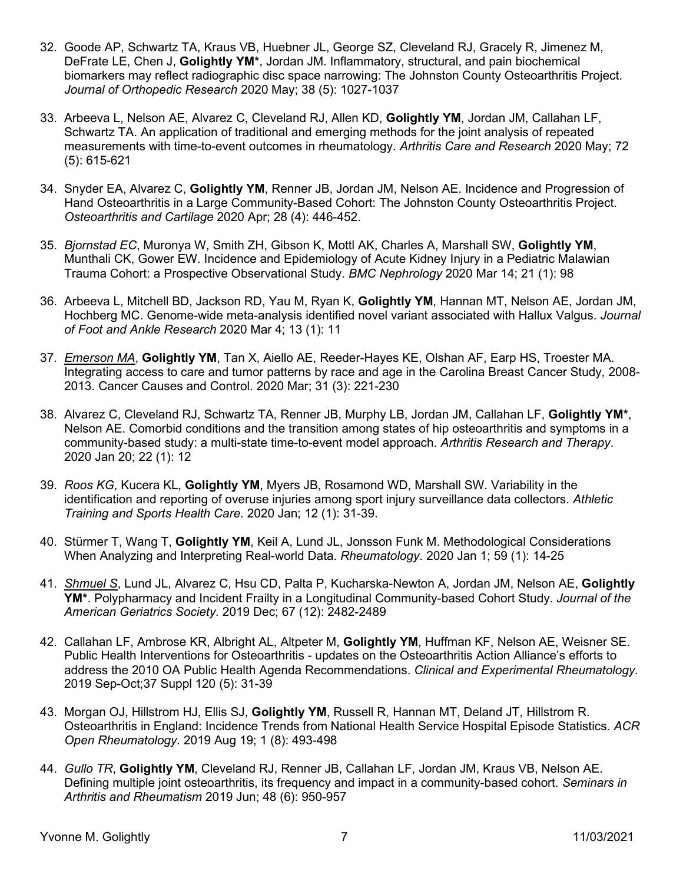32. Goode AP, Schwartz TA, Kraus VB, Huebner JL, George SZ, Cleveland RJ, Gracely R, Jimenez M, DeFrate LE, Chen J, **Golightly YM***, Jordan JM. Inflammatory, structural, and pain biochemical biomarkers may reflect radiographic disc space narrowing: The Johnston County Osteoarthritis Project. *Journal of Orthopedic Research* 2020 May; 38 (5): 1027-1037

33. Arbeeva L, Nelson AE, Alvarez C, Cleveland RJ, Allen KD, **Golightly YM**, Jordan JM, Callahan LF, Schwartz TA. An application of traditional and emerging methods for the joint analysis of repeated measurements with time-to-event outcomes in rheumatology. *Arthritis Care and Research* 2020 May; 72 (5): 615-621

34. Snyder EA, Alvarez C, **Golightly YM**, Renner JB, Jordan JM, Nelson AE. Incidence and Progression of Hand Osteoarthritis in a Large Community-Based Cohort: The Johnston County Osteoarthritis Project. *Osteoarthritis and Cartilage* 2020 Apr; 28 (4): 446-452.

35. *Bjornstad EC*, Muronya W, Smith ZH, Gibson K, Mottl AK, Charles A, Marshall SW, **Golightly YM**, Munthali CK, Gower EW. Incidence and Epidemiology of Acute Kidney Injury in a Pediatric Malawian Trauma Cohort: a Prospective Observational Study. *BMC Nephrology* 2020 Mar 14; 21 (1): 98

36. Arbeeva L, Mitchell BD, Jackson RD, Yau M, Ryan K, **Golightly YM**, Hannan MT, Nelson AE, Jordan JM, Hochberg MC. Genome-wide meta-analysis identified novel variant associated with Hallux Valgus. *Journal of Foot and Ankle Research* 2020 Mar 4; 13 (1): 11

37. <u>*Emerson MA*</u>, **Golightly YM**, Tan X, Aiello AE, Reeder-Hayes KE, Olshan AF, Earp HS, Troester MA. Integrating access to care and tumor patterns by race and age in the Carolina Breast Cancer Study, 2008-2013. Cancer Causes and Control. 2020 Mar; 31 (3): 221-230

38. Alvarez C, Cleveland RJ, Schwartz TA, Renner JB, Murphy LB, Jordan JM, Callahan LF, **Golightly YM***, Nelson AE. Comorbid conditions and the transition among states of hip osteoarthritis and symptoms in a community-based study: a multi-state time-to-event model approach. *Arthritis Research and Therapy*. 2020 Jan 20; 22 (1): 12

39. *Roos KG*, Kucera KL, **Golightly YM**, Myers JB, Rosamond WD, Marshall SW. Variability in the identification and reporting of overuse injuries among sport injury surveillance data collectors. *Athletic Training and Sports Health Care*. 2020 Jan; 12 (1): 31-39.

40. Stürmer T, Wang T, **Golightly YM**, Keil A, Lund JL, Jonsson Funk M. Methodological Considerations When Analyzing and Interpreting Real-world Data. *Rheumatology*. 2020 Jan 1; 59 (1): 14-25

41. <u>*Shmuel S*</u>, Lund JL, Alvarez C, Hsu CD, Palta P, Kucharska-Newton A, Jordan JM, Nelson AE, **Golightly YM***. Polypharmacy and Incident Frailty in a Longitudinal Community-based Cohort Study. *Journal of the American Geriatrics Society*. 2019 Dec; 67 (12): 2482-2489

42. Callahan LF, Ambrose KR, Albright AL, Altpeter M, **Golightly YM**, Huffman KF, Nelson AE, Weisner SE. Public Health Interventions for Osteoarthritis - updates on the Osteoarthritis Action Alliance's efforts to address the 2010 OA Public Health Agenda Recommendations. *Clinical and Experimental Rheumatology.* 2019 Sep-Oct;37 Suppl 120 (5): 31-39

43. Morgan OJ, Hillstrom HJ, Ellis SJ, **Golightly YM**, Russell R, Hannan MT, Deland JT, Hillstrom R. Osteoarthritis in England: Incidence Trends from National Health Service Hospital Episode Statistics. *ACR Open Rheumatology*. 2019 Aug 19; 1 (8): 493-498

44. *Gullo TR*, **Golightly YM**, Cleveland RJ, Renner JB, Callahan LF, Jordan JM, Kraus VB, Nelson AE. Defining multiple joint osteoarthritis, its frequency and impact in a community-based cohort. *Seminars in Arthritis and Rheumatism* 2019 Jun; 48 (6): 950-957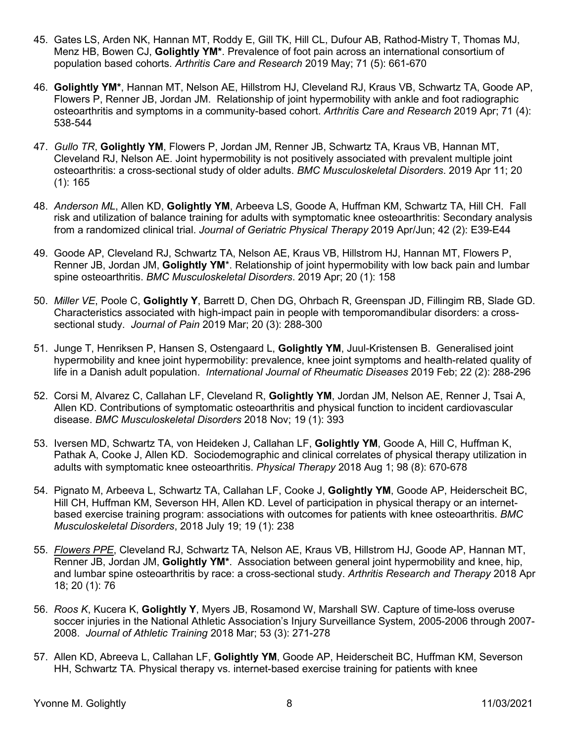45. Gates LS, Arden NK, Hannan MT, Roddy E, Gill TK, Hill CL, Dufour AB, Rathod-Mistry T, Thomas MJ, Menz HB, Bowen CJ, **Golightly YM***. Prevalence of foot pain across an international consortium of population based cohorts. *Arthritis Care and Research* 2019 May; 71 (5): 661-670

46. **Golightly YM***, Hannan MT, Nelson AE, Hillstrom HJ, Cleveland RJ, Kraus VB, Schwartz TA, Goode AP, Flowers P, Renner JB, Jordan JM. Relationship of joint hypermobility with ankle and foot radiographic osteoarthritis and symptoms in a community-based cohort. *Arthritis Care and Research* 2019 Apr; 71 (4): 538-544

47. *Gullo TR*, **Golightly YM**, Flowers P, Jordan JM, Renner JB, Schwartz TA, Kraus VB, Hannan MT, Cleveland RJ, Nelson AE. Joint hypermobility is not positively associated with prevalent multiple joint osteoarthritis: a cross-sectional study of older adults. *BMC Musculoskeletal Disorders*. 2019 Apr 11; 20 (1): 165

48. *Anderson ML*, Allen KD, **Golightly YM**, Arbeeva LS, Goode A, Huffman KM, Schwartz TA, Hill CH. Fall risk and utilization of balance training for adults with symptomatic knee osteoarthritis: Secondary analysis from a randomized clinical trial. *Journal of Geriatric Physical Therapy* 2019 Apr/Jun; 42 (2): E39-E44

49. Goode AP, Cleveland RJ, Schwartz TA, Nelson AE, Kraus VB, Hillstrom HJ, Hannan MT, Flowers P, Renner JB, Jordan JM, **Golightly YM***. Relationship of joint hypermobility with low back pain and lumbar spine osteoarthritis. *BMC Musculoskeletal Disorders*. 2019 Apr; 20 (1): 158

50. *Miller VE*, Poole C, **Golightly Y**, Barrett D, Chen DG, Ohrbach R, Greenspan JD, Fillingim RB, Slade GD. Characteristics associated with high-impact pain in people with temporomandibular disorders: a cross-sectional study. *Journal of Pain* 2019 Mar; 20 (3): 288-300

51. Junge T, Henriksen P, Hansen S, Ostengaard L, **Golightly YM**, Juul-Kristensen B. Generalised joint hypermobility and knee joint hypermobility: prevalence, knee joint symptoms and health-related quality of life in a Danish adult population. *International Journal of Rheumatic Diseases* 2019 Feb; 22 (2): 288-296

52. Corsi M, Alvarez C, Callahan LF, Cleveland R, **Golightly YM**, Jordan JM, Nelson AE, Renner J, Tsai A, Allen KD. Contributions of symptomatic osteoarthritis and physical function to incident cardiovascular disease. *BMC Musculoskeletal Disorders* 2018 Nov; 19 (1): 393

53. Iversen MD, Schwartz TA, von Heideken J, Callahan LF, **Golightly YM**, Goode A, Hill C, Huffman K, Pathak A, Cooke J, Allen KD. Sociodemographic and clinical correlates of physical therapy utilization in adults with symptomatic knee osteoarthritis. *Physical Therapy* 2018 Aug 1; 98 (8): 670-678

54. Pignato M, Arbeeva L, Schwartz TA, Callahan LF, Cooke J, **Golightly YM**, Goode AP, Heiderscheit BC, Hill CH, Huffman KM, Severson HH, Allen KD. Level of participation in physical therapy or an internet-based exercise training program: associations with outcomes for patients with knee osteoarthritis. *BMC Musculoskeletal Disorders*, 2018 July 19; 19 (1): 238

55. *Flowers PPE*, Cleveland RJ, Schwartz TA, Nelson AE, Kraus VB, Hillstrom HJ, Goode AP, Hannan MT, Renner JB, Jordan JM, **Golightly YM***. Association between general joint hypermobility and knee, hip, and lumbar spine osteoarthritis by race: a cross-sectional study. *Arthritis Research and Therapy* 2018 Apr 18; 20 (1): 76

56. *Roos K*, Kucera K, **Golightly Y**, Myers JB, Rosamond W, Marshall SW. Capture of time-loss overuse soccer injuries in the National Athletic Association's Injury Surveillance System, 2005-2006 through 2007-2008. *Journal of Athletic Training* 2018 Mar; 53 (3): 271-278

57. Allen KD, Abreeva L, Callahan LF, **Golightly YM**, Goode AP, Heiderscheit BC, Huffman KM, Severson HH, Schwartz TA. Physical therapy vs. internet-based exercise training for patients with knee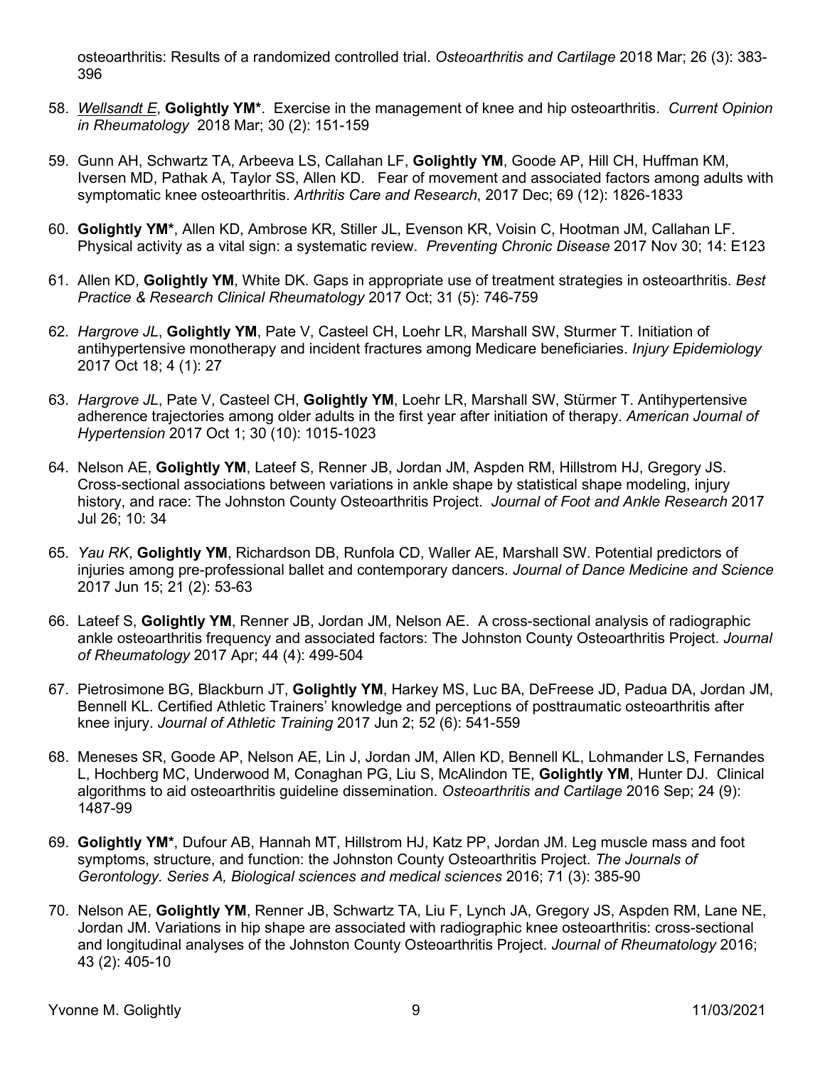osteoarthritis: Results of a randomized controlled trial. *Osteoarthritis and Cartilage* 2018 Mar; 26 (3): 383-396

58. <u>*Wellsandt E*</u>, **Golightly YM***. Exercise in the management of knee and hip osteoarthritis. *Current Opinion in Rheumatology* 2018 Mar; 30 (2): 151-159

59. Gunn AH, Schwartz TA, Arbeeva LS, Callahan LF, **Golightly YM**, Goode AP, Hill CH, Huffman KM, Iversen MD, Pathak A, Taylor SS, Allen KD. Fear of movement and associated factors among adults with symptomatic knee osteoarthritis. *Arthritis Care and Research*, 2017 Dec; 69 (12): 1826-1833

60. **Golightly YM***, Allen KD, Ambrose KR, Stiller JL, Evenson KR, Voisin C, Hootman JM, Callahan LF. Physical activity as a vital sign: a systematic review. *Preventing Chronic Disease* 2017 Nov 30; 14: E123

61. Allen KD, **Golightly YM**, White DK. Gaps in appropriate use of treatment strategies in osteoarthritis. *Best Practice & Research Clinical Rheumatology* 2017 Oct; 31 (5): 746-759

62. *Hargrove JL*, **Golightly YM**, Pate V, Casteel CH, Loehr LR, Marshall SW, Sturmer T. Initiation of antihypertensive monotherapy and incident fractures among Medicare beneficiaries. *Injury Epidemiology* 2017 Oct 18; 4 (1): 27

63. *Hargrove JL*, Pate V, Casteel CH, **Golightly YM**, Loehr LR, Marshall SW, Stürmer T. Antihypertensive adherence trajectories among older adults in the first year after initiation of therapy. *American Journal of Hypertension* 2017 Oct 1; 30 (10): 1015-1023

64. Nelson AE, **Golightly YM**, Lateef S, Renner JB, Jordan JM, Aspden RM, Hillstrom HJ, Gregory JS. Cross-sectional associations between variations in ankle shape by statistical shape modeling, injury history, and race: The Johnston County Osteoarthritis Project. *Journal of Foot and Ankle Research* 2017 Jul 26; 10: 34

65. *Yau RK*, **Golightly YM**, Richardson DB, Runfola CD, Waller AE, Marshall SW. Potential predictors of injuries among pre-professional ballet and contemporary dancers. *Journal of Dance Medicine and Science* 2017 Jun 15; 21 (2): 53-63

66. Lateef S, **Golightly YM**, Renner JB, Jordan JM, Nelson AE. A cross-sectional analysis of radiographic ankle osteoarthritis frequency and associated factors: The Johnston County Osteoarthritis Project. *Journal of Rheumatology* 2017 Apr; 44 (4): 499-504

67. Pietrosimone BG, Blackburn JT, **Golightly YM**, Harkey MS, Luc BA, DeFreese JD, Padua DA, Jordan JM, Bennell KL. Certified Athletic Trainers' knowledge and perceptions of posttraumatic osteoarthritis after knee injury. *Journal of Athletic Training* 2017 Jun 2; 52 (6): 541-559

68. Meneses SR, Goode AP, Nelson AE, Lin J, Jordan JM, Allen KD, Bennell KL, Lohmander LS, Fernandes L, Hochberg MC, Underwood M, Conaghan PG, Liu S, McAlindon TE, **Golightly YM**, Hunter DJ. Clinical algorithms to aid osteoarthritis guideline dissemination. *Osteoarthritis and Cartilage* 2016 Sep; 24 (9): 1487-99

69. **Golightly YM***, Dufour AB, Hannah MT, Hillstrom HJ, Katz PP, Jordan JM. Leg muscle mass and foot symptoms, structure, and function: the Johnston County Osteoarthritis Project. *The Journals of Gerontology. Series A, Biological sciences and medical sciences* 2016; 71 (3): 385-90

70. Nelson AE, **Golightly YM**, Renner JB, Schwartz TA, Liu F, Lynch JA, Gregory JS, Aspden RM, Lane NE, Jordan JM. Variations in hip shape are associated with radiographic knee osteoarthritis: cross-sectional and longitudinal analyses of the Johnston County Osteoarthritis Project. *Journal of Rheumatology* 2016; 43 (2): 405-10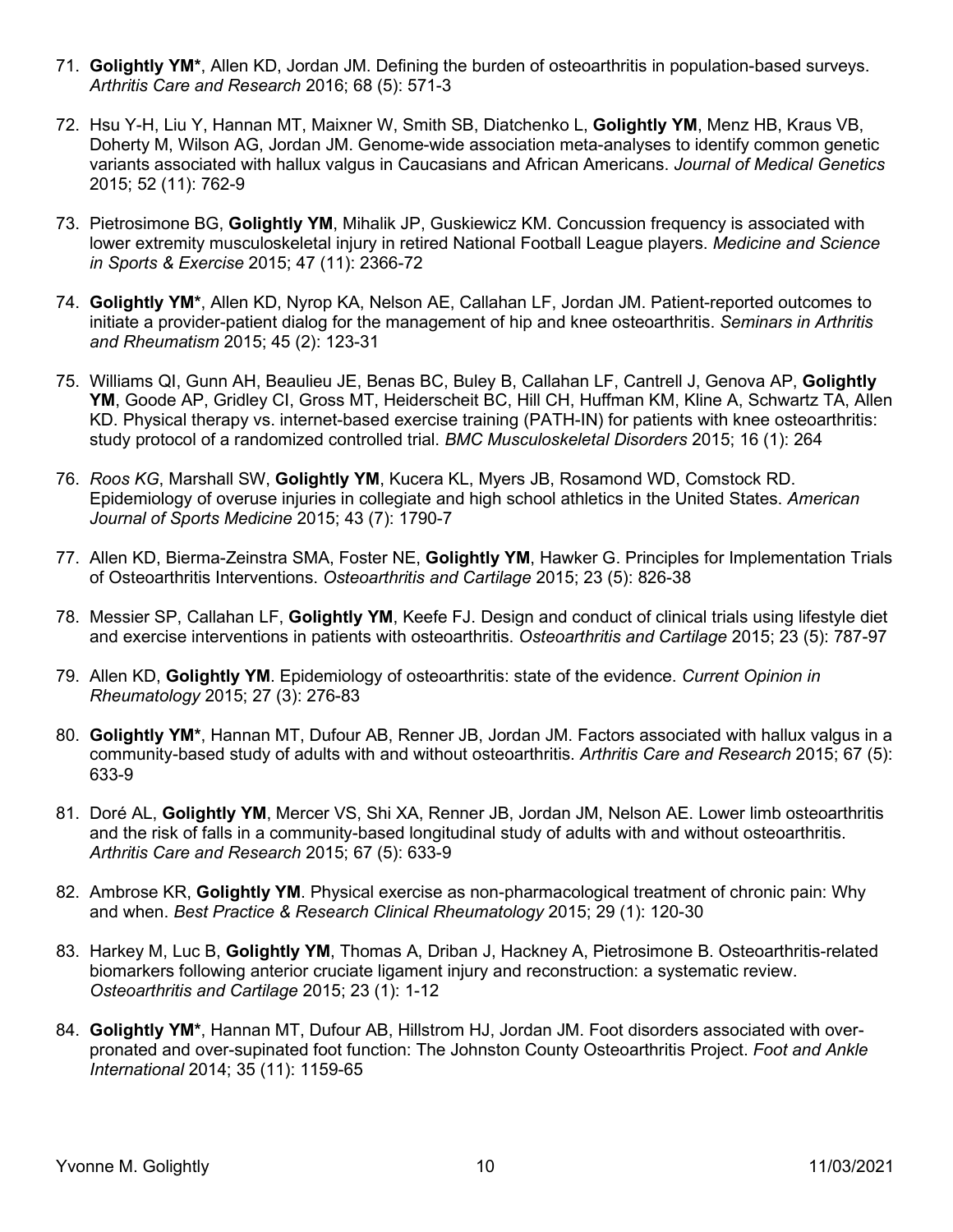71. **Golightly YM***, Allen KD, Jordan JM. Defining the burden of osteoarthritis in population-based surveys. *Arthritis Care and Research* 2016; 68 (5): 571-3

72. Hsu Y-H, Liu Y, Hannan MT, Maixner W, Smith SB, Diatchenko L, **Golightly YM**, Menz HB, Kraus VB, Doherty M, Wilson AG, Jordan JM. Genome-wide association meta-analyses to identify common genetic variants associated with hallux valgus in Caucasians and African Americans. *Journal of Medical Genetics* 2015; 52 (11): 762-9

73. Pietrosimone BG, **Golightly YM**, Mihalik JP, Guskiewicz KM. Concussion frequency is associated with lower extremity musculoskeletal injury in retired National Football League players. *Medicine and Science in Sports & Exercise* 2015; 47 (11): 2366-72

74. **Golightly YM***, Allen KD, Nyrop KA, Nelson AE, Callahan LF, Jordan JM. Patient-reported outcomes to initiate a provider-patient dialog for the management of hip and knee osteoarthritis. *Seminars in Arthritis and Rheumatism* 2015; 45 (2): 123-31

75. Williams QI, Gunn AH, Beaulieu JE, Benas BC, Buley B, Callahan LF, Cantrell J, Genova AP, **Golightly YM**, Goode AP, Gridley CI, Gross MT, Heiderscheit BC, Hill CH, Huffman KM, Kline A, Schwartz TA, Allen KD. Physical therapy vs. internet-based exercise training (PATH-IN) for patients with knee osteoarthritis: study protocol of a randomized controlled trial. *BMC Musculoskeletal Disorders* 2015; 16 (1): 264

76. *Roos KG*, Marshall SW, **Golightly YM**, Kucera KL, Myers JB, Rosamond WD, Comstock RD. Epidemiology of overuse injuries in collegiate and high school athletics in the United States. *American Journal of Sports Medicine* 2015; 43 (7): 1790-7

77. Allen KD, Bierma-Zeinstra SMA, Foster NE, **Golightly YM**, Hawker G. Principles for Implementation Trials of Osteoarthritis Interventions. *Osteoarthritis and Cartilage* 2015; 23 (5): 826-38

78. Messier SP, Callahan LF, **Golightly YM**, Keefe FJ. Design and conduct of clinical trials using lifestyle diet and exercise interventions in patients with osteoarthritis. *Osteoarthritis and Cartilage* 2015; 23 (5): 787-97

79. Allen KD, **Golightly YM**. Epidemiology of osteoarthritis: state of the evidence. *Current Opinion in Rheumatology* 2015; 27 (3): 276-83

80. **Golightly YM***, Hannan MT, Dufour AB, Renner JB, Jordan JM. Factors associated with hallux valgus in a community-based study of adults with and without osteoarthritis. *Arthritis Care and Research* 2015; 67 (5): 633-9

81. Doré AL, **Golightly YM**, Mercer VS, Shi XA, Renner JB, Jordan JM, Nelson AE. Lower limb osteoarthritis and the risk of falls in a community-based longitudinal study of adults with and without osteoarthritis. *Arthritis Care and Research* 2015; 67 (5): 633-9

82. Ambrose KR, **Golightly YM**. Physical exercise as non-pharmacological treatment of chronic pain: Why and when. *Best Practice & Research Clinical Rheumatology* 2015; 29 (1): 120-30

83. Harkey M, Luc B, **Golightly YM**, Thomas A, Driban J, Hackney A, Pietrosimone B. Osteoarthritis-related biomarkers following anterior cruciate ligament injury and reconstruction: a systematic review. *Osteoarthritis and Cartilage* 2015; 23 (1): 1-12

84. **Golightly YM***, Hannan MT, Dufour AB, Hillstrom HJ, Jordan JM. Foot disorders associated with over-pronated and over-supinated foot function: The Johnston County Osteoarthritis Project. *Foot and Ankle International* 2014; 35 (11): 1159-65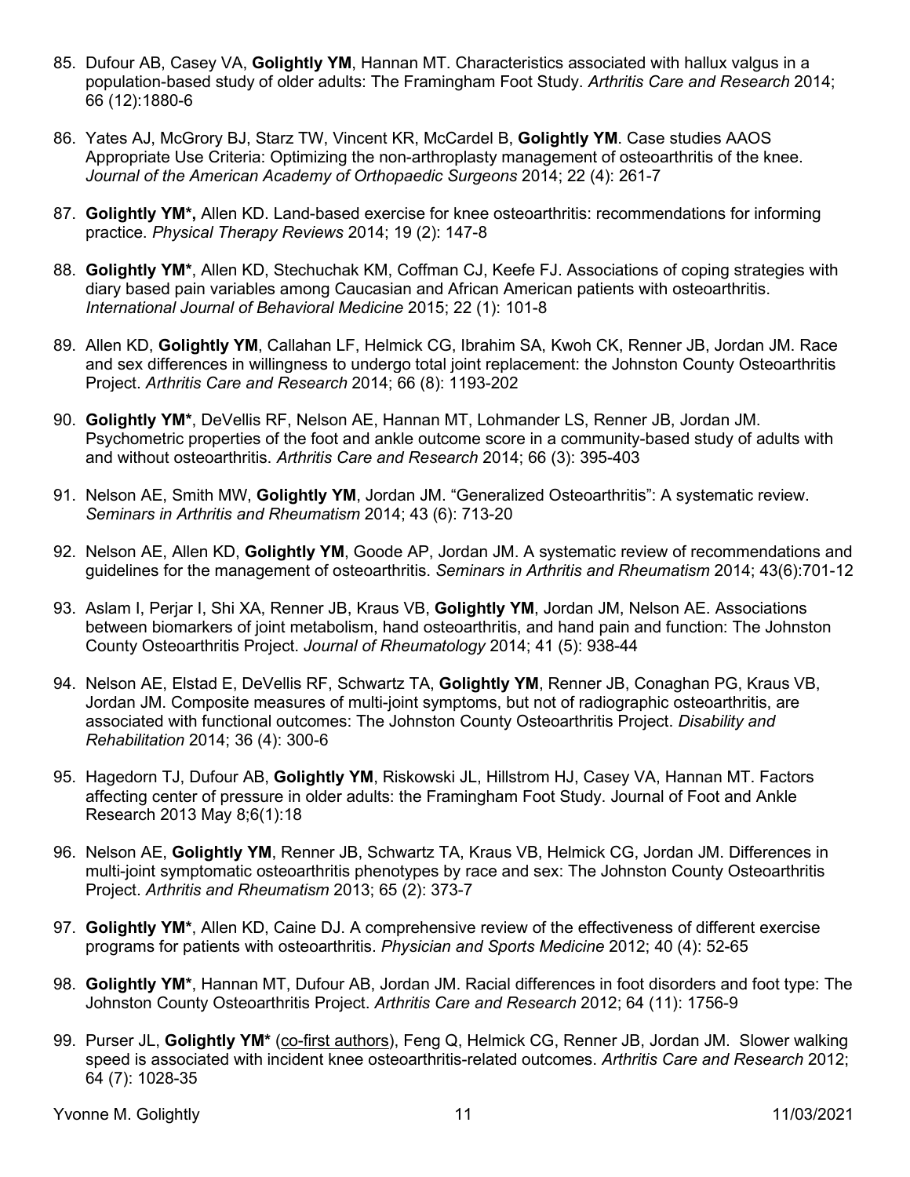85. Dufour AB, Casey VA, **Golightly YM**, Hannan MT. Characteristics associated with hallux valgus in a population-based study of older adults: The Framingham Foot Study. *Arthritis Care and Research* 2014; 66 (12):1880-6

86. Yates AJ, McGrory BJ, Starz TW, Vincent KR, McCardel B, **Golightly YM**. Case studies AAOS Appropriate Use Criteria: Optimizing the non-arthroplasty management of osteoarthritis of the knee. *Journal of the American Academy of Orthopaedic Surgeons* 2014; 22 (4): 261-7

87. **Golightly YM\*,** Allen KD. Land-based exercise for knee osteoarthritis: recommendations for informing practice. *Physical Therapy Reviews* 2014; 19 (2): 147-8

88. **Golightly YM\***, Allen KD, Stechuchak KM, Coffman CJ, Keefe FJ. Associations of coping strategies with diary based pain variables among Caucasian and African American patients with osteoarthritis. *International Journal of Behavioral Medicine* 2015; 22 (1): 101-8

89. Allen KD, **Golightly YM**, Callahan LF, Helmick CG, Ibrahim SA, Kwoh CK, Renner JB, Jordan JM. Race and sex differences in willingness to undergo total joint replacement: the Johnston County Osteoarthritis Project. *Arthritis Care and Research* 2014; 66 (8): 1193-202

90. **Golightly YM\***, DeVellis RF, Nelson AE, Hannan MT, Lohmander LS, Renner JB, Jordan JM. Psychometric properties of the foot and ankle outcome score in a community-based study of adults with and without osteoarthritis. *Arthritis Care and Research* 2014; 66 (3): 395-403

91. Nelson AE, Smith MW, **Golightly YM**, Jordan JM. "Generalized Osteoarthritis": A systematic review. *Seminars in Arthritis and Rheumatism* 2014; 43 (6): 713-20

92. Nelson AE, Allen KD, **Golightly YM**, Goode AP, Jordan JM. A systematic review of recommendations and guidelines for the management of osteoarthritis. *Seminars in Arthritis and Rheumatism* 2014; 43(6):701-12

93. Aslam I, Perjar I, Shi XA, Renner JB, Kraus VB, **Golightly YM**, Jordan JM, Nelson AE. Associations between biomarkers of joint metabolism, hand osteoarthritis, and hand pain and function: The Johnston County Osteoarthritis Project. *Journal of Rheumatology* 2014; 41 (5): 938-44

94. Nelson AE, Elstad E, DeVellis RF, Schwartz TA, **Golightly YM**, Renner JB, Conaghan PG, Kraus VB, Jordan JM. Composite measures of multi-joint symptoms, but not of radiographic osteoarthritis, are associated with functional outcomes: The Johnston County Osteoarthritis Project. *Disability and Rehabilitation* 2014; 36 (4): 300-6

95. Hagedorn TJ, Dufour AB, **Golightly YM**, Riskowski JL, Hillstrom HJ, Casey VA, Hannan MT. Factors affecting center of pressure in older adults: the Framingham Foot Study. Journal of Foot and Ankle Research 2013 May 8;6(1):18

96. Nelson AE, **Golightly YM**, Renner JB, Schwartz TA, Kraus VB, Helmick CG, Jordan JM. Differences in multi-joint symptomatic osteoarthritis phenotypes by race and sex: The Johnston County Osteoarthritis Project. *Arthritis and Rheumatism* 2013; 65 (2): 373-7

97. **Golightly YM\***, Allen KD, Caine DJ. A comprehensive review of the effectiveness of different exercise programs for patients with osteoarthritis. *Physician and Sports Medicine* 2012; 40 (4): 52-65

98. **Golightly YM\***, Hannan MT, Dufour AB, Jordan JM. Racial differences in foot disorders and foot type: The Johnston County Osteoarthritis Project. *Arthritis Care and Research* 2012; 64 (11): 1756-9

99. Purser JL, **Golightly YM\*** (<u>co-first authors</u>), Feng Q, Helmick CG, Renner JB, Jordan JM. Slower walking speed is associated with incident knee osteoarthritis-related outcomes. *Arthritis Care and Research* 2012; 64 (7): 1028-35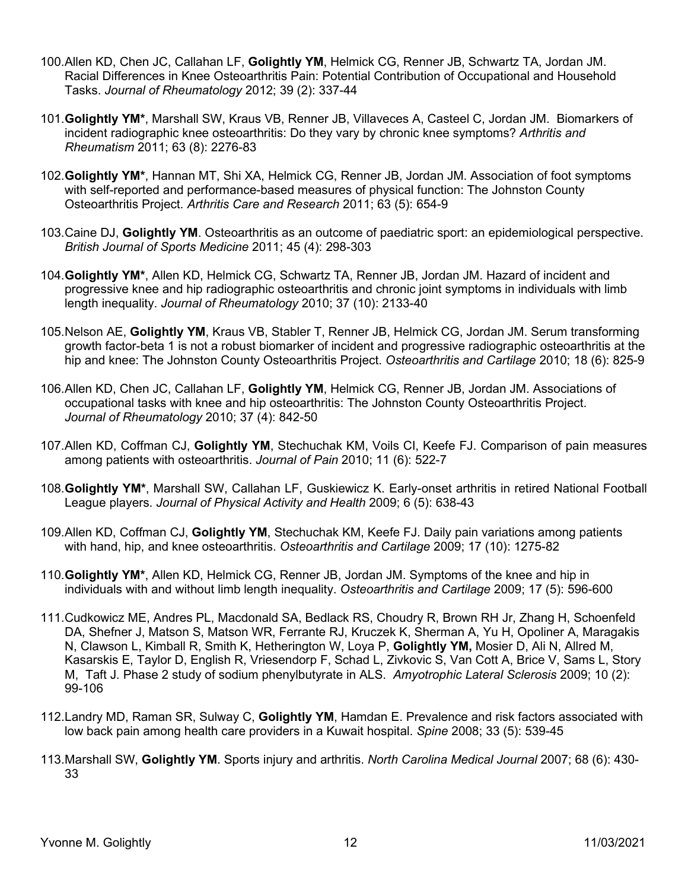100. Allen KD, Chen JC, Callahan LF, **Golightly YM**, Helmick CG, Renner JB, Schwartz TA, Jordan JM. Racial Differences in Knee Osteoarthritis Pain: Potential Contribution of Occupational and Household Tasks. *Journal of Rheumatology* 2012; 39 (2): 337-44

101. **Golightly YM***, Marshall SW, Kraus VB, Renner JB, Villaveces A, Casteel C, Jordan JM. Biomarkers of incident radiographic knee osteoarthritis: Do they vary by chronic knee symptoms? *Arthritis and Rheumatism* 2011; 63 (8): 2276-83

102. **Golightly YM***, Hannan MT, Shi XA, Helmick CG, Renner JB, Jordan JM. Association of foot symptoms with self-reported and performance-based measures of physical function: The Johnston County Osteoarthritis Project. *Arthritis Care and Research* 2011; 63 (5): 654-9

103. Caine DJ, **Golightly YM**. Osteoarthritis as an outcome of paediatric sport: an epidemiological perspective. *British Journal of Sports Medicine* 2011; 45 (4): 298-303

104. **Golightly YM***, Allen KD, Helmick CG, Schwartz TA, Renner JB, Jordan JM. Hazard of incident and progressive knee and hip radiographic osteoarthritis and chronic joint symptoms in individuals with limb length inequality. *Journal of Rheumatology* 2010; 37 (10): 2133-40

105. Nelson AE, **Golightly YM**, Kraus VB, Stabler T, Renner JB, Helmick CG, Jordan JM. Serum transforming growth factor-beta 1 is not a robust biomarker of incident and progressive radiographic osteoarthritis at the hip and knee: The Johnston County Osteoarthritis Project. *Osteoarthritis and Cartilage* 2010; 18 (6): 825-9

106. Allen KD, Chen JC, Callahan LF, **Golightly YM**, Helmick CG, Renner JB, Jordan JM. Associations of occupational tasks with knee and hip osteoarthritis: The Johnston County Osteoarthritis Project. *Journal of Rheumatology* 2010; 37 (4): 842-50

107. Allen KD, Coffman CJ, **Golightly YM**, Stechuchak KM, Voils CI, Keefe FJ. Comparison of pain measures among patients with osteoarthritis. *Journal of Pain* 2010; 11 (6): 522-7

108. **Golightly YM***, Marshall SW, Callahan LF, Guskiewicz K. Early-onset arthritis in retired National Football League players. *Journal of Physical Activity and Health* 2009; 6 (5): 638-43

109. Allen KD, Coffman CJ, **Golightly YM**, Stechuchak KM, Keefe FJ. Daily pain variations among patients with hand, hip, and knee osteoarthritis. *Osteoarthritis and Cartilage* 2009; 17 (10): 1275-82

110. **Golightly YM***, Allen KD, Helmick CG, Renner JB, Jordan JM. Symptoms of the knee and hip in individuals with and without limb length inequality. *Osteoarthritis and Cartilage* 2009; 17 (5): 596-600

111. Cudkowicz ME, Andres PL, Macdonald SA, Bedlack RS, Choudry R, Brown RH Jr, Zhang H, Schoenfeld DA, Shefner J, Matson S, Matson WR, Ferrante RJ, Kruczek K, Sherman A, Yu H, Opoliner A, Maragakis N, Clawson L, Kimball R, Smith K, Hetherington W, Loya P, **Golightly YM,** Mosier D, Ali N, Allred M, Kasarskis E, Taylor D, English R, Vriesendorp F, Schad L, Zivkovic S, Van Cott A, Brice V, Sams L, Story M, Taft J. Phase 2 study of sodium phenylbutyrate in ALS. *Amyotrophic Lateral Sclerosis* 2009; 10 (2): 99-106

112. Landry MD, Raman SR, Sulway C, **Golightly YM**, Hamdan E. Prevalence and risk factors associated with low back pain among health care providers in a Kuwait hospital. *Spine* 2008; 33 (5): 539-45

113. Marshall SW, **Golightly YM**. Sports injury and arthritis. *North Carolina Medical Journal* 2007; 68 (6): 430-33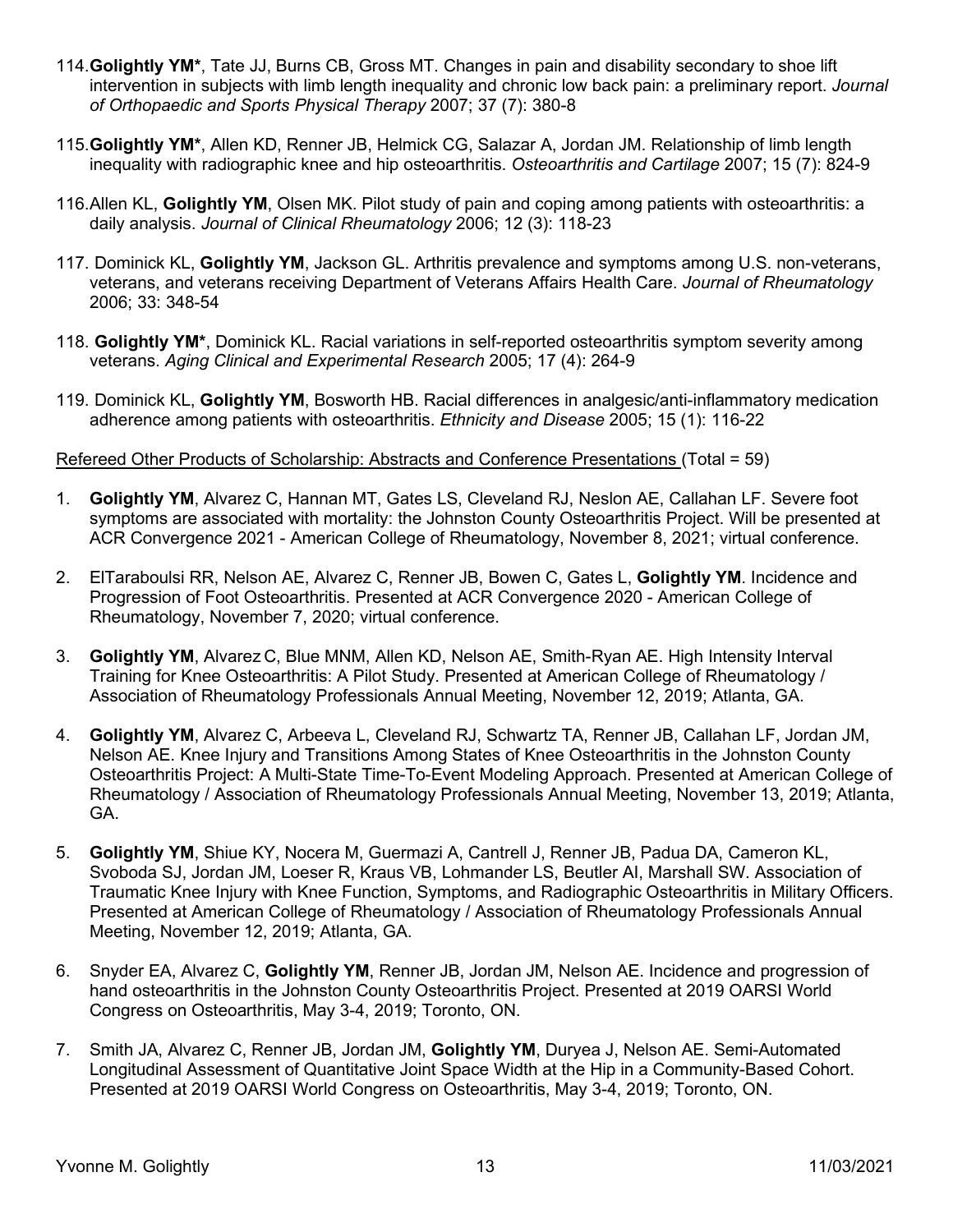114. **Golightly YM***, Tate JJ, Burns CB, Gross MT. Changes in pain and disability secondary to shoe lift intervention in subjects with limb length inequality and chronic low back pain: a preliminary report. *Journal of Orthopaedic and Sports Physical Therapy* 2007; 37 (7): 380-8

115. **Golightly YM***, Allen KD, Renner JB, Helmick CG, Salazar A, Jordan JM. Relationship of limb length inequality with radiographic knee and hip osteoarthritis. *Osteoarthritis and Cartilage* 2007; 15 (7): 824-9

116. Allen KL, **Golightly YM**, Olsen MK. Pilot study of pain and coping among patients with osteoarthritis: a daily analysis. *Journal of Clinical Rheumatology* 2006; 12 (3): 118-23

117. Dominick KL, **Golightly YM**, Jackson GL. Arthritis prevalence and symptoms among U.S. non-veterans, veterans, and veterans receiving Department of Veterans Affairs Health Care. *Journal of Rheumatology* 2006; 33: 348-54

118. **Golightly YM***, Dominick KL. Racial variations in self-reported osteoarthritis symptom severity among veterans. *Aging Clinical and Experimental Research* 2005; 17 (4): 264-9

119. Dominick KL, **Golightly YM**, Bosworth HB. Racial differences in analgesic/anti-inflammatory medication adherence among patients with osteoarthritis. *Ethnicity and Disease* 2005; 15 (1): 116-22

<u>Refereed Other Products of Scholarship: Abstracts and Conference Presentations</u> (Total = 59)

1. **Golightly YM**, Alvarez C, Hannan MT, Gates LS, Cleveland RJ, Neslon AE, Callahan LF. Severe foot symptoms are associated with mortality: the Johnston County Osteoarthritis Project. Will be presented at ACR Convergence 2021 - American College of Rheumatology, November 8, 2021; virtual conference.

2. ElTaraboulsi RR, Nelson AE, Alvarez C, Renner JB, Bowen C, Gates L, **Golightly YM**. Incidence and Progression of Foot Osteoarthritis. Presented at ACR Convergence 2020 - American College of Rheumatology, November 7, 2020; virtual conference.

3. **Golightly YM**, Alvarez C, Blue MNM, Allen KD, Nelson AE, Smith-Ryan AE. High Intensity Interval Training for Knee Osteoarthritis: A Pilot Study. Presented at American College of Rheumatology / Association of Rheumatology Professionals Annual Meeting, November 12, 2019; Atlanta, GA.

4. **Golightly YM**, Alvarez C, Arbeeva L, Cleveland RJ, Schwartz TA, Renner JB, Callahan LF, Jordan JM, Nelson AE. Knee Injury and Transitions Among States of Knee Osteoarthritis in the Johnston County Osteoarthritis Project: A Multi-State Time-To-Event Modeling Approach. Presented at American College of Rheumatology / Association of Rheumatology Professionals Annual Meeting, November 13, 2019; Atlanta, GA.

5. **Golightly YM**, Shiue KY, Nocera M, Guermazi A, Cantrell J, Renner JB, Padua DA, Cameron KL, Svoboda SJ, Jordan JM, Loeser R, Kraus VB, Lohmander LS, Beutler AI, Marshall SW. Association of Traumatic Knee Injury with Knee Function, Symptoms, and Radiographic Osteoarthritis in Military Officers. Presented at American College of Rheumatology / Association of Rheumatology Professionals Annual Meeting, November 12, 2019; Atlanta, GA.

6. Snyder EA, Alvarez C, **Golightly YM**, Renner JB, Jordan JM, Nelson AE. Incidence and progression of hand osteoarthritis in the Johnston County Osteoarthritis Project. Presented at 2019 OARSI World Congress on Osteoarthritis, May 3-4, 2019; Toronto, ON.

7. Smith JA, Alvarez C, Renner JB, Jordan JM, **Golightly YM**, Duryea J, Nelson AE. Semi-Automated Longitudinal Assessment of Quantitative Joint Space Width at the Hip in a Community-Based Cohort. Presented at 2019 OARSI World Congress on Osteoarthritis, May 3-4, 2019; Toronto, ON.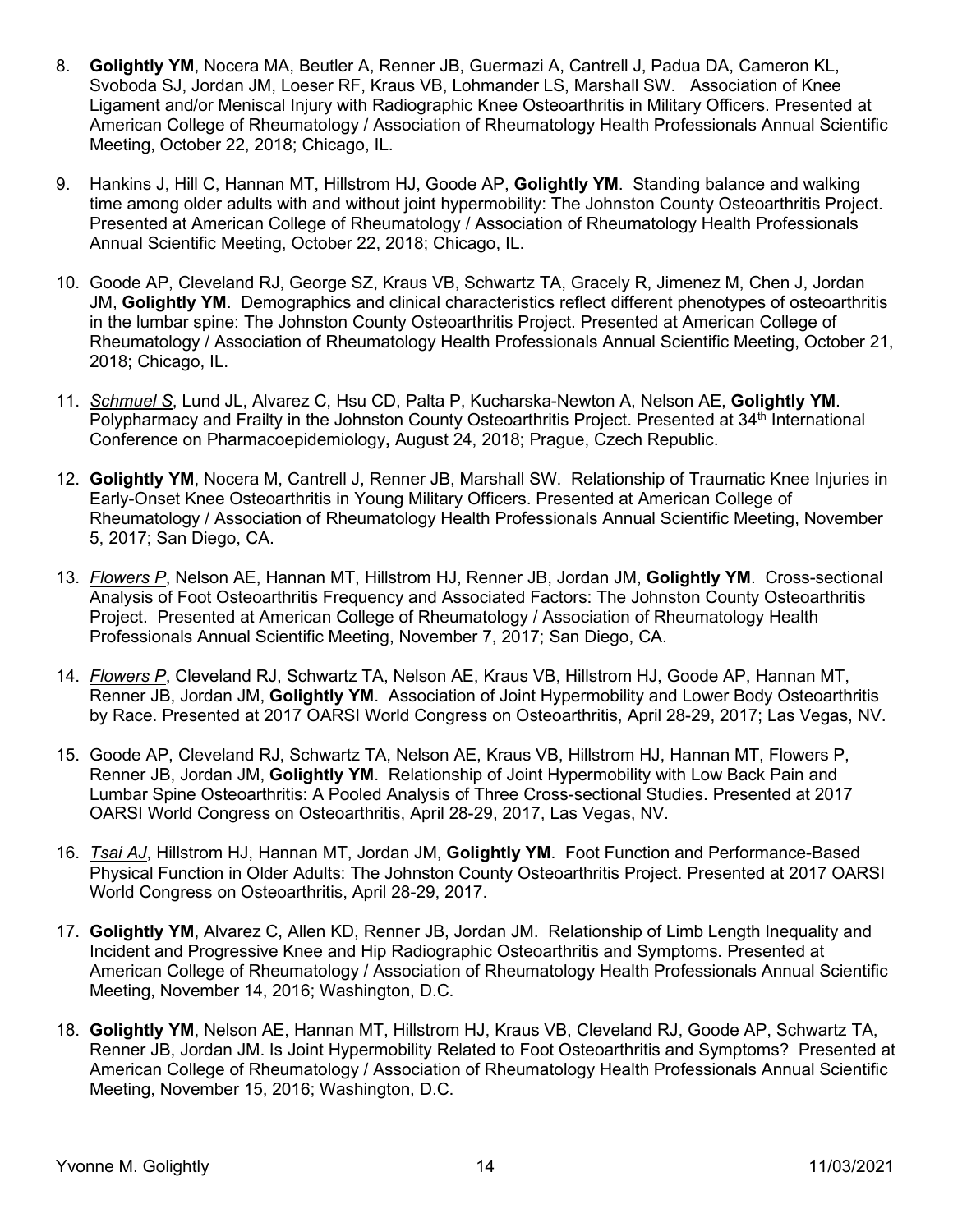8. **Golightly YM**, Nocera MA, Beutler A, Renner JB, Guermazi A, Cantrell J, Padua DA, Cameron KL, Svoboda SJ, Jordan JM, Loeser RF, Kraus VB, Lohmander LS, Marshall SW. Association of Knee Ligament and/or Meniscal Injury with Radiographic Knee Osteoarthritis in Military Officers. Presented at American College of Rheumatology / Association of Rheumatology Health Professionals Annual Scientific Meeting, October 22, 2018; Chicago, IL.

9. Hankins J, Hill C, Hannan MT, Hillstrom HJ, Goode AP, **Golightly YM**. Standing balance and walking time among older adults with and without joint hypermobility: The Johnston County Osteoarthritis Project. Presented at American College of Rheumatology / Association of Rheumatology Health Professionals Annual Scientific Meeting, October 22, 2018; Chicago, IL.

10. Goode AP, Cleveland RJ, George SZ, Kraus VB, Schwartz TA, Gracely R, Jimenez M, Chen J, Jordan JM, **Golightly YM**. Demographics and clinical characteristics reflect different phenotypes of osteoarthritis in the lumbar spine: The Johnston County Osteoarthritis Project. Presented at American College of Rheumatology / Association of Rheumatology Health Professionals Annual Scientific Meeting, October 21, 2018; Chicago, IL.

11. _*Schmuel S*_, Lund JL, Alvarez C, Hsu CD, Palta P, Kucharska-Newton A, Nelson AE, **Golightly YM**. Polypharmacy and Frailty in the Johnston County Osteoarthritis Project. Presented at 34th International Conference on Pharmacoepidemiology**,** August 24, 2018; Prague, Czech Republic.

12. **Golightly YM**, Nocera M, Cantrell J, Renner JB, Marshall SW. Relationship of Traumatic Knee Injuries in Early-Onset Knee Osteoarthritis in Young Military Officers. Presented at American College of Rheumatology / Association of Rheumatology Health Professionals Annual Scientific Meeting, November 5, 2017; San Diego, CA.

13. _*Flowers P*_, Nelson AE, Hannan MT, Hillstrom HJ, Renner JB, Jordan JM, **Golightly YM**. Cross-sectional Analysis of Foot Osteoarthritis Frequency and Associated Factors: The Johnston County Osteoarthritis Project. Presented at American College of Rheumatology / Association of Rheumatology Health Professionals Annual Scientific Meeting, November 7, 2017; San Diego, CA.

14. _*Flowers P*_, Cleveland RJ, Schwartz TA, Nelson AE, Kraus VB, Hillstrom HJ, Goode AP, Hannan MT, Renner JB, Jordan JM, **Golightly YM**. Association of Joint Hypermobility and Lower Body Osteoarthritis by Race. Presented at 2017 OARSI World Congress on Osteoarthritis, April 28-29, 2017; Las Vegas, NV.

15. Goode AP, Cleveland RJ, Schwartz TA, Nelson AE, Kraus VB, Hillstrom HJ, Hannan MT, Flowers P, Renner JB, Jordan JM, **Golightly YM**. Relationship of Joint Hypermobility with Low Back Pain and Lumbar Spine Osteoarthritis: A Pooled Analysis of Three Cross-sectional Studies. Presented at 2017 OARSI World Congress on Osteoarthritis, April 28-29, 2017, Las Vegas, NV.

16. _*Tsai AJ*_, Hillstrom HJ, Hannan MT, Jordan JM, **Golightly YM**. Foot Function and Performance-Based Physical Function in Older Adults: The Johnston County Osteoarthritis Project. Presented at 2017 OARSI World Congress on Osteoarthritis, April 28-29, 2017.

17. **Golightly YM**, Alvarez C, Allen KD, Renner JB, Jordan JM. Relationship of Limb Length Inequality and Incident and Progressive Knee and Hip Radiographic Osteoarthritis and Symptoms. Presented at American College of Rheumatology / Association of Rheumatology Health Professionals Annual Scientific Meeting, November 14, 2016; Washington, D.C.

18. **Golightly YM**, Nelson AE, Hannan MT, Hillstrom HJ, Kraus VB, Cleveland RJ, Goode AP, Schwartz TA, Renner JB, Jordan JM. Is Joint Hypermobility Related to Foot Osteoarthritis and Symptoms? Presented at American College of Rheumatology / Association of Rheumatology Health Professionals Annual Scientific Meeting, November 15, 2016; Washington, D.C.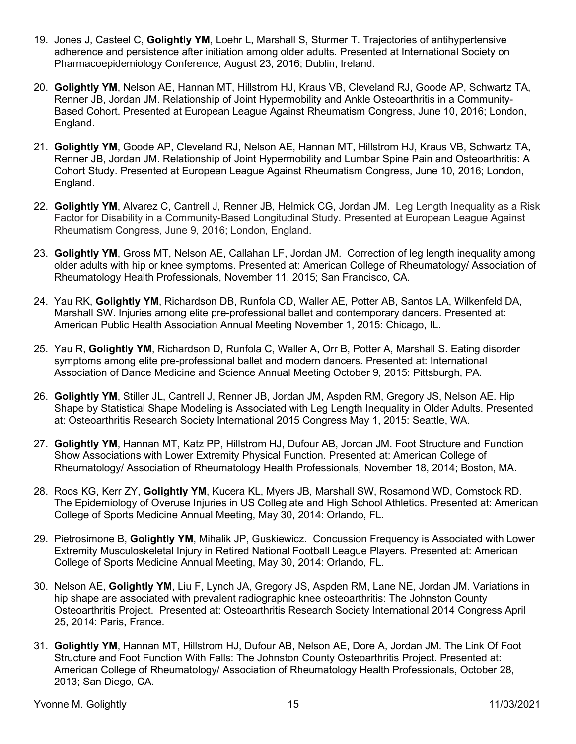19. Jones J, Casteel C, **Golightly YM**, Loehr L, Marshall S, Sturmer T. Trajectories of antihypertensive adherence and persistence after initiation among older adults. Presented at International Society on Pharmacoepidemiology Conference, August 23, 2016; Dublin, Ireland.

20. **Golightly YM**, Nelson AE, Hannan MT, Hillstrom HJ, Kraus VB, Cleveland RJ, Goode AP, Schwartz TA, Renner JB, Jordan JM. Relationship of Joint Hypermobility and Ankle Osteoarthritis in a Community-Based Cohort. Presented at European League Against Rheumatism Congress, June 10, 2016; London, England.

21. **Golightly YM**, Goode AP, Cleveland RJ, Nelson AE, Hannan MT, Hillstrom HJ, Kraus VB, Schwartz TA, Renner JB, Jordan JM. Relationship of Joint Hypermobility and Lumbar Spine Pain and Osteoarthritis: A Cohort Study. Presented at European League Against Rheumatism Congress, June 10, 2016; London, England.

22. **Golightly YM**, Alvarez C, Cantrell J, Renner JB, Helmick CG, Jordan JM. Leg Length Inequality as a Risk Factor for Disability in a Community-Based Longitudinal Study. Presented at European League Against Rheumatism Congress, June 9, 2016; London, England.

23. **Golightly YM**, Gross MT, Nelson AE, Callahan LF, Jordan JM. Correction of leg length inequality among older adults with hip or knee symptoms. Presented at: American College of Rheumatology/ Association of Rheumatology Health Professionals, November 11, 2015; San Francisco, CA.

24. Yau RK, **Golightly YM**, Richardson DB, Runfola CD, Waller AE, Potter AB, Santos LA, Wilkenfeld DA, Marshall SW. Injuries among elite pre-professional ballet and contemporary dancers. Presented at: American Public Health Association Annual Meeting November 1, 2015: Chicago, IL.

25. Yau R, **Golightly YM**, Richardson D, Runfola C, Waller A, Orr B, Potter A, Marshall S. Eating disorder symptoms among elite pre-professional ballet and modern dancers. Presented at: International Association of Dance Medicine and Science Annual Meeting October 9, 2015: Pittsburgh, PA.

26. **Golightly YM**, Stiller JL, Cantrell J, Renner JB, Jordan JM, Aspden RM, Gregory JS, Nelson AE. Hip Shape by Statistical Shape Modeling is Associated with Leg Length Inequality in Older Adults. Presented at: Osteoarthritis Research Society International 2015 Congress May 1, 2015: Seattle, WA.

27. **Golightly YM**, Hannan MT, Katz PP, Hillstrom HJ, Dufour AB, Jordan JM. Foot Structure and Function Show Associations with Lower Extremity Physical Function. Presented at: American College of Rheumatology/ Association of Rheumatology Health Professionals, November 18, 2014; Boston, MA.

28. Roos KG, Kerr ZY, **Golightly YM**, Kucera KL, Myers JB, Marshall SW, Rosamond WD, Comstock RD. The Epidemiology of Overuse Injuries in US Collegiate and High School Athletics. Presented at: American College of Sports Medicine Annual Meeting, May 30, 2014: Orlando, FL.

29. Pietrosimone B, **Golightly YM**, Mihalik JP, Guskiewicz. Concussion Frequency is Associated with Lower Extremity Musculoskeletal Injury in Retired National Football League Players. Presented at: American College of Sports Medicine Annual Meeting, May 30, 2014: Orlando, FL.

30. Nelson AE, **Golightly YM**, Liu F, Lynch JA, Gregory JS, Aspden RM, Lane NE, Jordan JM. Variations in hip shape are associated with prevalent radiographic knee osteoarthritis: The Johnston County Osteoarthritis Project. Presented at: Osteoarthritis Research Society International 2014 Congress April 25, 2014: Paris, France.

31. **Golightly YM**, Hannan MT, Hillstrom HJ, Dufour AB, Nelson AE, Dore A, Jordan JM. The Link Of Foot Structure and Foot Function With Falls: The Johnston County Osteoarthritis Project. Presented at: American College of Rheumatology/ Association of Rheumatology Health Professionals, October 28, 2013; San Diego, CA.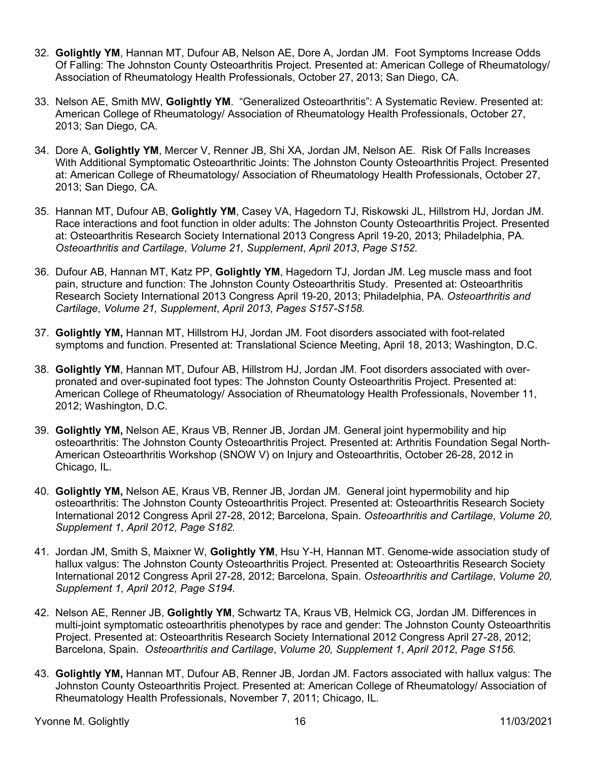32. **Golightly YM**, Hannan MT, Dufour AB, Nelson AE, Dore A, Jordan JM. Foot Symptoms Increase Odds Of Falling: The Johnston County Osteoarthritis Project. Presented at: American College of Rheumatology/ Association of Rheumatology Health Professionals, October 27, 2013; San Diego, CA.

33. Nelson AE, Smith MW, **Golightly YM**. "Generalized Osteoarthritis": A Systematic Review. Presented at: American College of Rheumatology/ Association of Rheumatology Health Professionals, October 27, 2013; San Diego, CA.

34. Dore A, **Golightly YM**, Mercer V, Renner JB, Shi XA, Jordan JM, Nelson AE. Risk Of Falls Increases With Additional Symptomatic Osteoarthritic Joints: The Johnston County Osteoarthritis Project. Presented at: American College of Rheumatology/ Association of Rheumatology Health Professionals, October 27, 2013; San Diego, CA.

35. Hannan MT, Dufour AB, **Golightly YM**, Casey VA, Hagedorn TJ, Riskowski JL, Hillstrom HJ, Jordan JM. Race interactions and foot function in older adults: The Johnston County Osteoarthritis Project. Presented at: Osteoarthritis Research Society International 2013 Congress April 19-20, 2013; Philadelphia, PA. *Osteoarthritis and Cartilage*, *Volume 21, Supplement*, *April 2013*, *Page S152.*

36. Dufour AB, Hannan MT, Katz PP, **Golightly YM**, Hagedorn TJ, Jordan JM. Leg muscle mass and foot pain, structure and function: The Johnston County Osteoarthritis Study. Presented at: Osteoarthritis Research Society International 2013 Congress April 19-20, 2013; Philadelphia, PA. *Osteoarthritis and Cartilage*, *Volume 21, Supplement*, *April 2013*, *Pages S157-S158.*

37. **Golightly YM,** Hannan MT, Hillstrom HJ, Jordan JM. Foot disorders associated with foot-related symptoms and function. Presented at: Translational Science Meeting, April 18, 2013; Washington, D.C.

38. **Golightly YM**, Hannan MT, Dufour AB, Hillstrom HJ, Jordan JM. Foot disorders associated with over-pronated and over-supinated foot types: The Johnston County Osteoarthritis Project. Presented at: American College of Rheumatology/ Association of Rheumatology Health Professionals, November 11, 2012; Washington, D.C.

39. **Golightly YM,** Nelson AE, Kraus VB, Renner JB, Jordan JM. General joint hypermobility and hip osteoarthritis: The Johnston County Osteoarthritis Project. Presented at: Arthritis Foundation Segal North-American Osteoarthritis Workshop (SNOW V) on Injury and Osteoarthritis, October 26-28, 2012 in Chicago, IL.

40. **Golightly YM,** Nelson AE, Kraus VB, Renner JB, Jordan JM. General joint hypermobility and hip osteoarthritis: The Johnston County Osteoarthritis Project. Presented at: Osteoarthritis Research Society International 2012 Congress April 27-28, 2012; Barcelona, Spain. *Osteoarthritis and Cartilage*, *Volume 20, Supplement 1*, *April 2012*, *Page S182.*

41. Jordan JM, Smith S, Maixner W, **Golightly YM**, Hsu Y-H, Hannan MT. Genome-wide association study of hallux valgus: The Johnston County Osteoarthritis Project. Presented at: Osteoarthritis Research Society International 2012 Congress April 27-28, 2012; Barcelona, Spain. *Osteoarthritis and Cartilage*, *Volume 20, Supplement 1*, *April 2012*, *Page S194.*

42. Nelson AE, Renner JB, **Golightly YM**, Schwartz TA, Kraus VB, Helmick CG, Jordan JM. Differences in multi-joint symptomatic osteoarthritis phenotypes by race and gender: The Johnston County Osteoarthritis Project. Presented at: Osteoarthritis Research Society International 2012 Congress April 27-28, 2012; Barcelona, Spain. *Osteoarthritis and Cartilage*, *Volume 20, Supplement 1*, *April 2012*, *Page S156.*

43. **Golightly YM,** Hannan MT, Dufour AB, Renner JB, Jordan JM. Factors associated with hallux valgus: The Johnston County Osteoarthritis Project. Presented at: American College of Rheumatology/ Association of Rheumatology Health Professionals, November 7, 2011; Chicago, IL.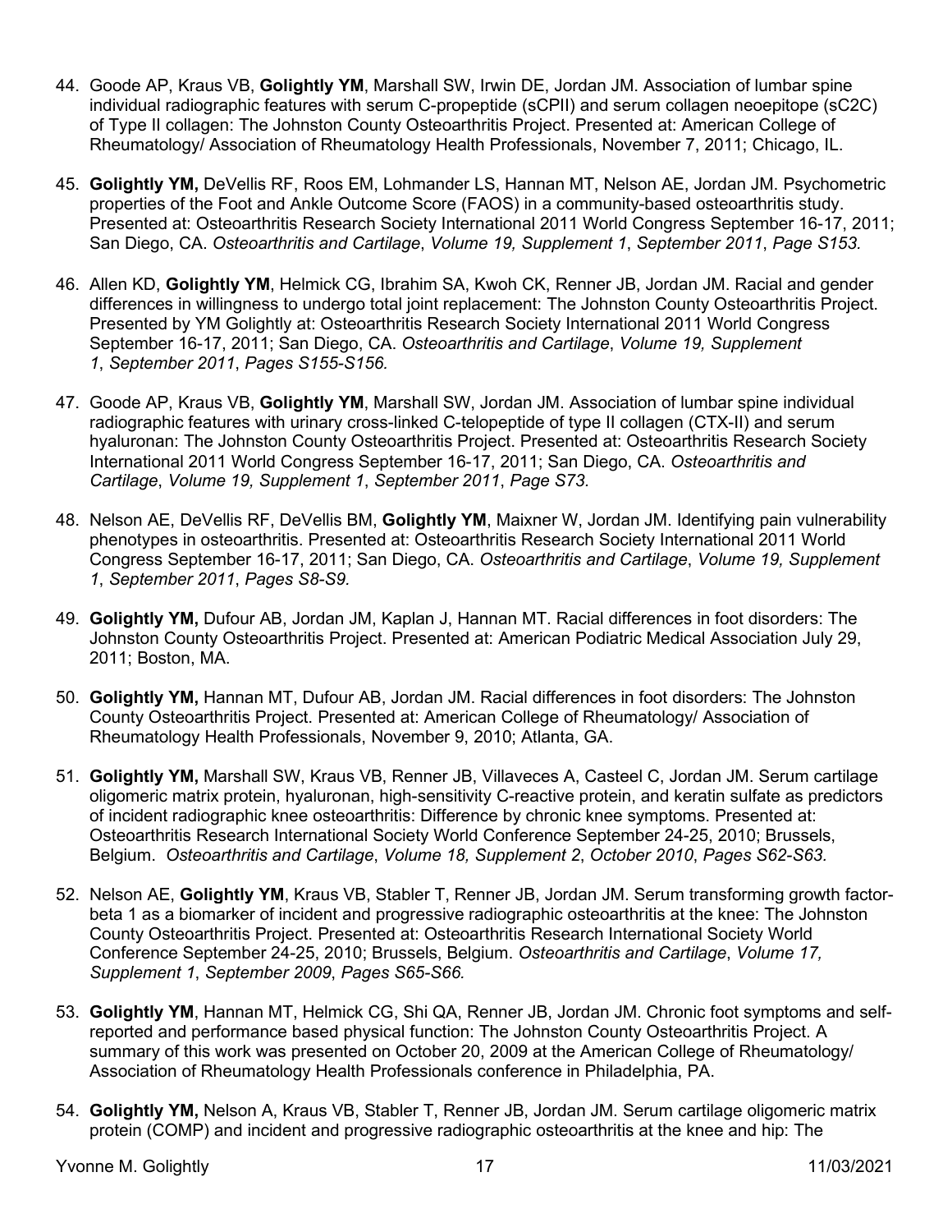44. Goode AP, Kraus VB, **Golightly YM**, Marshall SW, Irwin DE, Jordan JM. Association of lumbar spine individual radiographic features with serum C-propeptide (sCPII) and serum collagen neoepitope (sC2C) of Type II collagen: The Johnston County Osteoarthritis Project. Presented at: American College of Rheumatology/ Association of Rheumatology Health Professionals, November 7, 2011; Chicago, IL.

45. **Golightly YM,** DeVellis RF, Roos EM, Lohmander LS, Hannan MT, Nelson AE, Jordan JM. Psychometric properties of the Foot and Ankle Outcome Score (FAOS) in a community-based osteoarthritis study. Presented at: Osteoarthritis Research Society International 2011 World Congress September 16-17, 2011; San Diego, CA. *Osteoarthritis and Cartilage*, *Volume 19, Supplement 1*, *September 2011*, *Page S153.*

46. Allen KD, **Golightly YM**, Helmick CG, Ibrahim SA, Kwoh CK, Renner JB, Jordan JM. Racial and gender differences in willingness to undergo total joint replacement: The Johnston County Osteoarthritis Project. Presented by YM Golightly at: Osteoarthritis Research Society International 2011 World Congress September 16-17, 2011; San Diego, CA. *Osteoarthritis and Cartilage*, *Volume 19, Supplement 1*, *September 2011*, *Pages S155-S156.*

47. Goode AP, Kraus VB, **Golightly YM**, Marshall SW, Jordan JM. Association of lumbar spine individual radiographic features with urinary cross-linked C-telopeptide of type II collagen (CTX-II) and serum hyaluronan: The Johnston County Osteoarthritis Project. Presented at: Osteoarthritis Research Society International 2011 World Congress September 16-17, 2011; San Diego, CA. *Osteoarthritis and Cartilage*, *Volume 19, Supplement 1*, *September 2011*, *Page S73.*

48. Nelson AE, DeVellis RF, DeVellis BM, **Golightly YM**, Maixner W, Jordan JM. Identifying pain vulnerability phenotypes in osteoarthritis. Presented at: Osteoarthritis Research Society International 2011 World Congress September 16-17, 2011; San Diego, CA. *Osteoarthritis and Cartilage*, *Volume 19, Supplement 1*, *September 2011*, *Pages S8-S9.*

49. **Golightly YM,** Dufour AB, Jordan JM, Kaplan J, Hannan MT. Racial differences in foot disorders: The Johnston County Osteoarthritis Project. Presented at: American Podiatric Medical Association July 29, 2011; Boston, MA.

50. **Golightly YM,** Hannan MT, Dufour AB, Jordan JM. Racial differences in foot disorders: The Johnston County Osteoarthritis Project. Presented at: American College of Rheumatology/ Association of Rheumatology Health Professionals, November 9, 2010; Atlanta, GA.

51. **Golightly YM,** Marshall SW, Kraus VB, Renner JB, Villaveces A, Casteel C, Jordan JM. Serum cartilage oligomeric matrix protein, hyaluronan, high-sensitivity C-reactive protein, and keratin sulfate as predictors of incident radiographic knee osteoarthritis: Difference by chronic knee symptoms. Presented at: Osteoarthritis Research International Society World Conference September 24-25, 2010; Brussels, Belgium. *Osteoarthritis and Cartilage*, *Volume 18, Supplement 2*, *October 2010*, *Pages S62-S63.*

52. Nelson AE, **Golightly YM**, Kraus VB, Stabler T, Renner JB, Jordan JM. Serum transforming growth factor-beta 1 as a biomarker of incident and progressive radiographic osteoarthritis at the knee: The Johnston County Osteoarthritis Project. Presented at: Osteoarthritis Research International Society World Conference September 24-25, 2010; Brussels, Belgium. *Osteoarthritis and Cartilage*, *Volume 17, Supplement 1*, *September 2009*, *Pages S65-S66.*

53. **Golightly YM**, Hannan MT, Helmick CG, Shi QA, Renner JB, Jordan JM. Chronic foot symptoms and self-reported and performance based physical function: The Johnston County Osteoarthritis Project. A summary of this work was presented on October 20, 2009 at the American College of Rheumatology/ Association of Rheumatology Health Professionals conference in Philadelphia, PA.

54. **Golightly YM,** Nelson A, Kraus VB, Stabler T, Renner JB, Jordan JM. Serum cartilage oligomeric matrix protein (COMP) and incident and progressive radiographic osteoarthritis at the knee and hip: The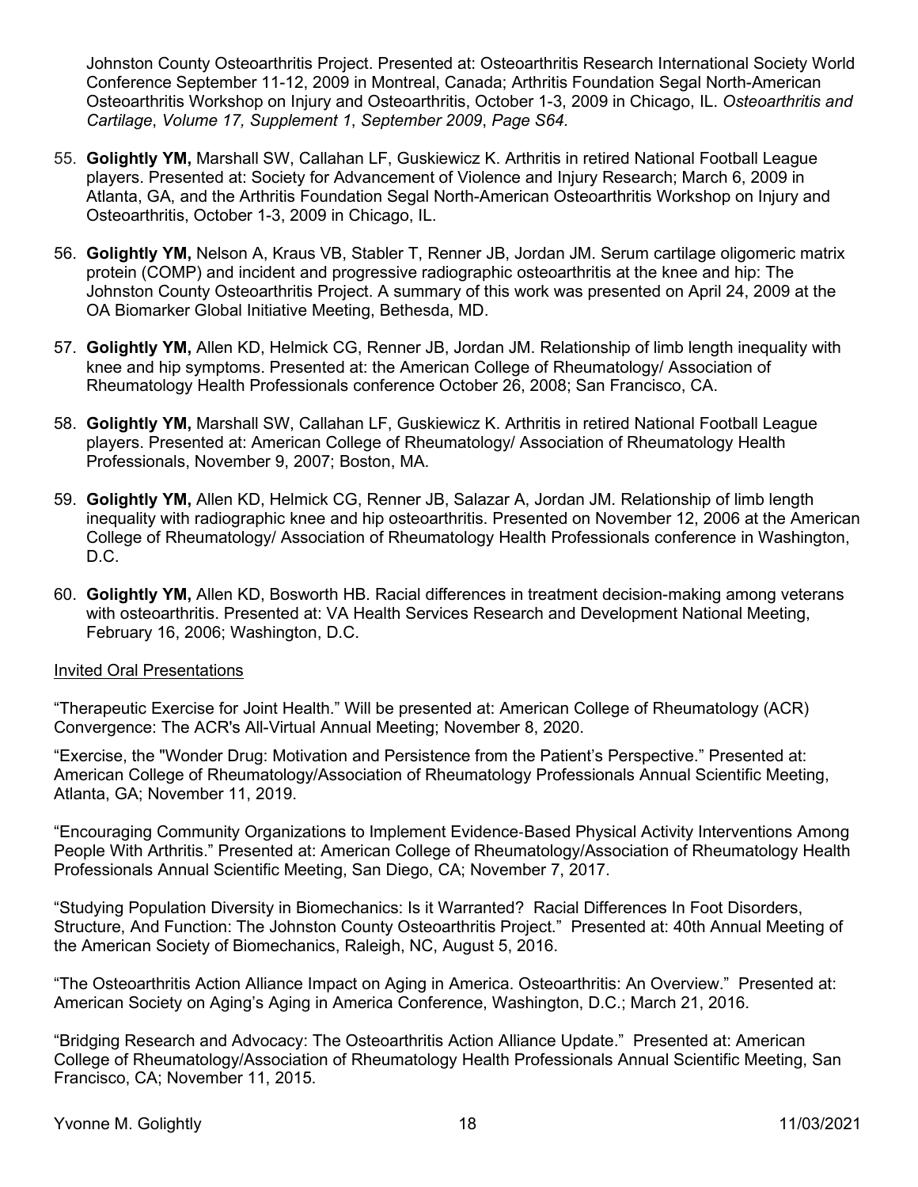Johnston County Osteoarthritis Project. Presented at: Osteoarthritis Research International Society World Conference September 11-12, 2009 in Montreal, Canada; Arthritis Foundation Segal North-American Osteoarthritis Workshop on Injury and Osteoarthritis, October 1-3, 2009 in Chicago, IL. *Osteoarthritis and Cartilage*, *Volume 17, Supplement 1*, *September 2009*, *Page S64*.

55. **Golightly YM,** Marshall SW, Callahan LF, Guskiewicz K. Arthritis in retired National Football League players. Presented at: Society for Advancement of Violence and Injury Research; March 6, 2009 in Atlanta, GA, and the Arthritis Foundation Segal North-American Osteoarthritis Workshop on Injury and Osteoarthritis, October 1-3, 2009 in Chicago, IL.

56. **Golightly YM,** Nelson A, Kraus VB, Stabler T, Renner JB, Jordan JM. Serum cartilage oligomeric matrix protein (COMP) and incident and progressive radiographic osteoarthritis at the knee and hip: The Johnston County Osteoarthritis Project. A summary of this work was presented on April 24, 2009 at the OA Biomarker Global Initiative Meeting, Bethesda, MD.

57. **Golightly YM,** Allen KD, Helmick CG, Renner JB, Jordan JM. Relationship of limb length inequality with knee and hip symptoms. Presented at: the American College of Rheumatology/ Association of Rheumatology Health Professionals conference October 26, 2008; San Francisco, CA.

58. **Golightly YM,** Marshall SW, Callahan LF, Guskiewicz K. Arthritis in retired National Football League players. Presented at: American College of Rheumatology/ Association of Rheumatology Health Professionals, November 9, 2007; Boston, MA.

59. **Golightly YM,** Allen KD, Helmick CG, Renner JB, Salazar A, Jordan JM. Relationship of limb length inequality with radiographic knee and hip osteoarthritis. Presented on November 12, 2006 at the American College of Rheumatology/ Association of Rheumatology Health Professionals conference in Washington, D.C.

60. **Golightly YM,** Allen KD, Bosworth HB. Racial differences in treatment decision-making among veterans with osteoarthritis. Presented at: VA Health Services Research and Development National Meeting, February 16, 2006; Washington, D.C.

<u>Invited Oral Presentations</u>

"Therapeutic Exercise for Joint Health." Will be presented at: American College of Rheumatology (ACR) Convergence: The ACR's All-Virtual Annual Meeting; November 8, 2020.

"Exercise, the "Wonder Drug: Motivation and Persistence from the Patient's Perspective." Presented at: American College of Rheumatology/Association of Rheumatology Professionals Annual Scientific Meeting, Atlanta, GA; November 11, 2019.

"Encouraging Community Organizations to Implement Evidence-Based Physical Activity Interventions Among People With Arthritis." Presented at: American College of Rheumatology/Association of Rheumatology Health Professionals Annual Scientific Meeting, San Diego, CA; November 7, 2017.

"Studying Population Diversity in Biomechanics: Is it Warranted? Racial Differences In Foot Disorders, Structure, And Function: The Johnston County Osteoarthritis Project." Presented at: 40th Annual Meeting of the American Society of Biomechanics, Raleigh, NC, August 5, 2016.

"The Osteoarthritis Action Alliance Impact on Aging in America. Osteoarthritis: An Overview." Presented at: American Society on Aging's Aging in America Conference, Washington, D.C.; March 21, 2016.

"Bridging Research and Advocacy: The Osteoarthritis Action Alliance Update." Presented at: American College of Rheumatology/Association of Rheumatology Health Professionals Annual Scientific Meeting, San Francisco, CA; November 11, 2015.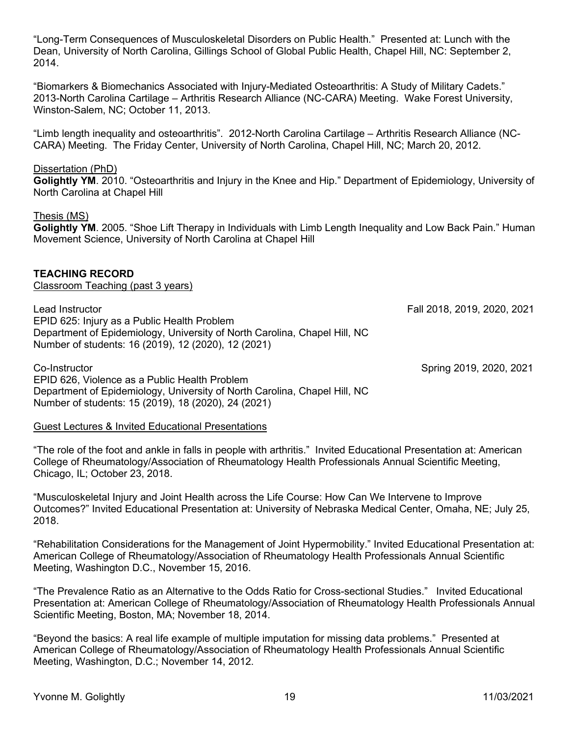"Long-Term Consequences of Musculoskeletal Disorders on Public Health." Presented at: Lunch with the Dean, University of North Carolina, Gillings School of Global Public Health, Chapel Hill, NC: September 2, 2014.

"Biomarkers & Biomechanics Associated with Injury-Mediated Osteoarthritis: A Study of Military Cadets." 2013-North Carolina Cartilage – Arthritis Research Alliance (NC-CARA) Meeting. Wake Forest University, Winston-Salem, NC; October 11, 2013.

"Limb length inequality and osteoarthritis". 2012-North Carolina Cartilage – Arthritis Research Alliance (NC-CARA) Meeting. The Friday Center, University of North Carolina, Chapel Hill, NC; March 20, 2012.

Dissertation (PhD)

**Golightly YM**. 2010. "Osteoarthritis and Injury in the Knee and Hip." Department of Epidemiology, University of North Carolina at Chapel Hill

Thesis (MS)

**Golightly YM**. 2005. "Shoe Lift Therapy in Individuals with Limb Length Inequality and Low Back Pain." Human Movement Science, University of North Carolina at Chapel Hill

## TEACHING RECORD

Classroom Teaching (past 3 years)

Lead Instructor — Fall 2018, 2019, 2020, 2021
EPID 625: Injury as a Public Health Problem
Department of Epidemiology, University of North Carolina, Chapel Hill, NC
Number of students: 16 (2019), 12 (2020), 12 (2021)

Co-Instructor — Spring 2019, 2020, 2021
EPID 626, Violence as a Public Health Problem
Department of Epidemiology, University of North Carolina, Chapel Hill, NC
Number of students: 15 (2019), 18 (2020), 24 (2021)

Guest Lectures & Invited Educational Presentations

"The role of the foot and ankle in falls in people with arthritis." Invited Educational Presentation at: American College of Rheumatology/Association of Rheumatology Health Professionals Annual Scientific Meeting, Chicago, IL; October 23, 2018.

"Musculoskeletal Injury and Joint Health across the Life Course: How Can We Intervene to Improve Outcomes?" Invited Educational Presentation at: University of Nebraska Medical Center, Omaha, NE; July 25, 2018.

"Rehabilitation Considerations for the Management of Joint Hypermobility." Invited Educational Presentation at: American College of Rheumatology/Association of Rheumatology Health Professionals Annual Scientific Meeting, Washington D.C., November 15, 2016.

"The Prevalence Ratio as an Alternative to the Odds Ratio for Cross-sectional Studies." Invited Educational Presentation at: American College of Rheumatology/Association of Rheumatology Health Professionals Annual Scientific Meeting, Boston, MA; November 18, 2014.

"Beyond the basics: A real life example of multiple imputation for missing data problems." Presented at American College of Rheumatology/Association of Rheumatology Health Professionals Annual Scientific Meeting, Washington, D.C.; November 14, 2012.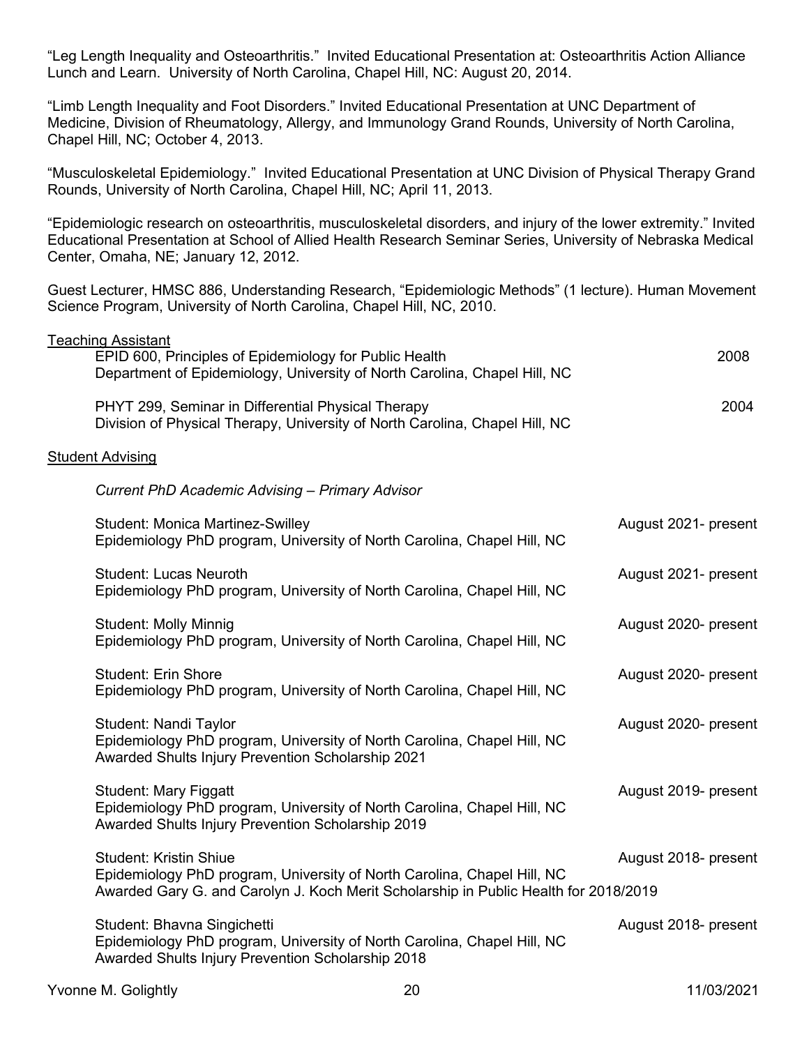"Leg Length Inequality and Osteoarthritis." Invited Educational Presentation at: Osteoarthritis Action Alliance Lunch and Learn. University of North Carolina, Chapel Hill, NC: August 20, 2014.

"Limb Length Inequality and Foot Disorders." Invited Educational Presentation at UNC Department of Medicine, Division of Rheumatology, Allergy, and Immunology Grand Rounds, University of North Carolina, Chapel Hill, NC; October 4, 2013.

"Musculoskeletal Epidemiology." Invited Educational Presentation at UNC Division of Physical Therapy Grand Rounds, University of North Carolina, Chapel Hill, NC; April 11, 2013.

"Epidemiologic research on osteoarthritis, musculoskeletal disorders, and injury of the lower extremity." Invited Educational Presentation at School of Allied Health Research Seminar Series, University of Nebraska Medical Center, Omaha, NE; January 12, 2012.

Guest Lecturer, HMSC 886, Understanding Research, "Epidemiologic Methods" (1 lecture). Human Movement Science Program, University of North Carolina, Chapel Hill, NC, 2010.

Teaching Assistant

EPID 600, Principles of Epidemiology for Public Health — 2008
Department of Epidemiology, University of North Carolina, Chapel Hill, NC

PHYT 299, Seminar in Differential Physical Therapy — 2004
Division of Physical Therapy, University of North Carolina, Chapel Hill, NC

Student Advising

*Current PhD Academic Advising – Primary Advisor*

Student: Monica Martinez-Swilley — August 2021- present
Epidemiology PhD program, University of North Carolina, Chapel Hill, NC

Student: Lucas Neuroth — August 2021- present
Epidemiology PhD program, University of North Carolina, Chapel Hill, NC

Student: Molly Minnig — August 2020- present
Epidemiology PhD program, University of North Carolina, Chapel Hill, NC

Student: Erin Shore — August 2020- present
Epidemiology PhD program, University of North Carolina, Chapel Hill, NC

Student: Nandi Taylor — August 2020- present
Epidemiology PhD program, University of North Carolina, Chapel Hill, NC
Awarded Shults Injury Prevention Scholarship 2021

Student: Mary Figgatt — August 2019- present
Epidemiology PhD program, University of North Carolina, Chapel Hill, NC
Awarded Shults Injury Prevention Scholarship 2019

Student: Kristin Shiue — August 2018- present
Epidemiology PhD program, University of North Carolina, Chapel Hill, NC
Awarded Gary G. and Carolyn J. Koch Merit Scholarship in Public Health for 2018/2019

Student: Bhavna Singichetti — August 2018- present
Epidemiology PhD program, University of North Carolina, Chapel Hill, NC
Awarded Shults Injury Prevention Scholarship 2018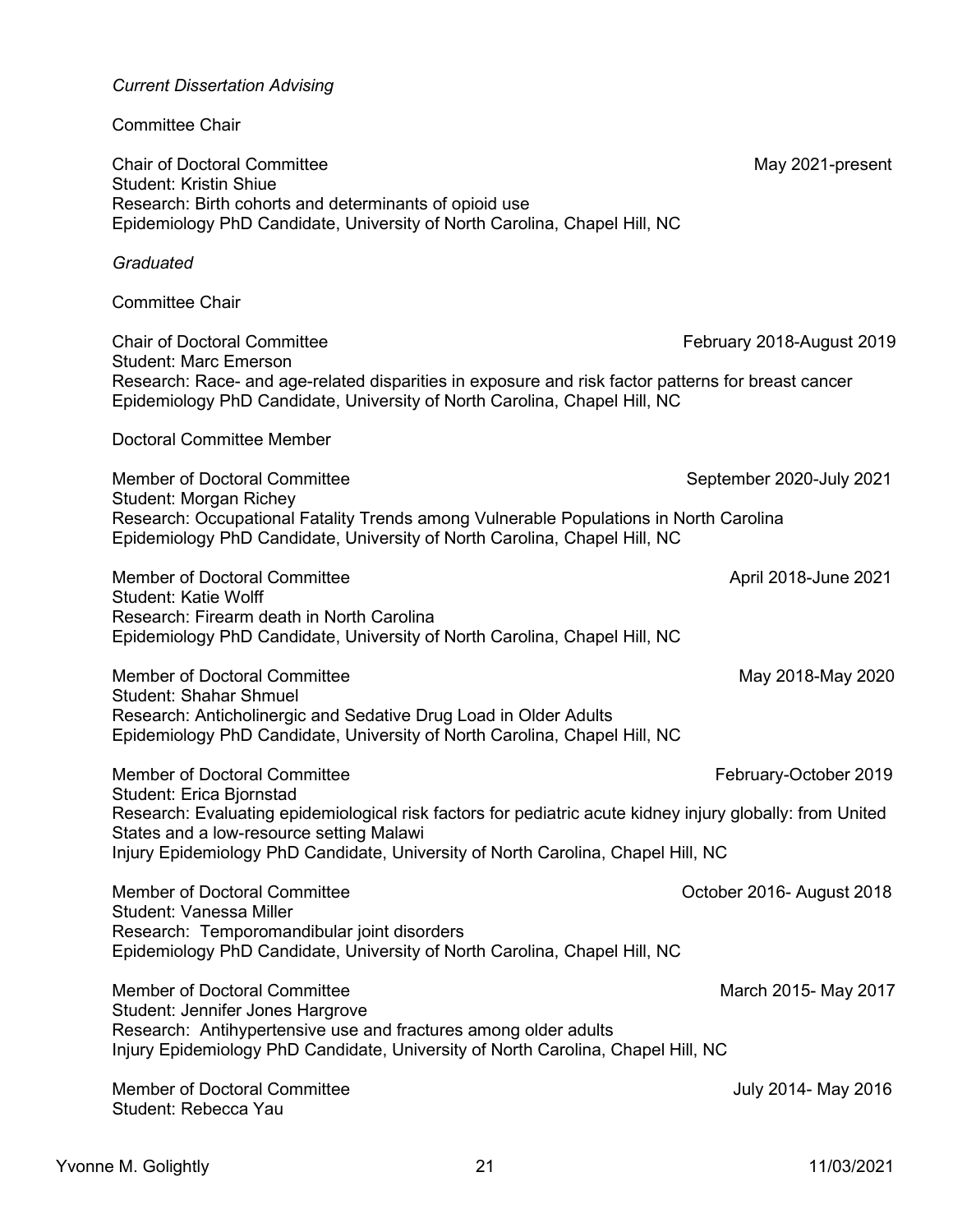*Current Dissertation Advising*

Committee Chair

Chair of Doctoral Committee — May 2021-present
Student: Kristin Shiue
Research: Birth cohorts and determinants of opioid use
Epidemiology PhD Candidate, University of North Carolina, Chapel Hill, NC

*Graduated*

Committee Chair

Chair of Doctoral Committee — February 2018-August 2019
Student: Marc Emerson
Research: Race- and age-related disparities in exposure and risk factor patterns for breast cancer
Epidemiology PhD Candidate, University of North Carolina, Chapel Hill, NC

Doctoral Committee Member

Member of Doctoral Committee — September 2020-July 2021
Student: Morgan Richey
Research: Occupational Fatality Trends among Vulnerable Populations in North Carolina
Epidemiology PhD Candidate, University of North Carolina, Chapel Hill, NC

Member of Doctoral Committee — April 2018-June 2021
Student: Katie Wolff
Research: Firearm death in North Carolina
Epidemiology PhD Candidate, University of North Carolina, Chapel Hill, NC

Member of Doctoral Committee — May 2018-May 2020
Student: Shahar Shmuel
Research: Anticholinergic and Sedative Drug Load in Older Adults
Epidemiology PhD Candidate, University of North Carolina, Chapel Hill, NC

Member of Doctoral Committee — February-October 2019
Student: Erica Bjornstad
Research: Evaluating epidemiological risk factors for pediatric acute kidney injury globally: from United States and a low-resource setting Malawi
Injury Epidemiology PhD Candidate, University of North Carolina, Chapel Hill, NC

Member of Doctoral Committee — October 2016- August 2018
Student: Vanessa Miller
Research: Temporomandibular joint disorders
Epidemiology PhD Candidate, University of North Carolina, Chapel Hill, NC

Member of Doctoral Committee — March 2015- May 2017
Student: Jennifer Jones Hargrove
Research: Antihypertensive use and fractures among older adults
Injury Epidemiology PhD Candidate, University of North Carolina, Chapel Hill, NC

Member of Doctoral Committee — July 2014- May 2016
Student: Rebecca Yau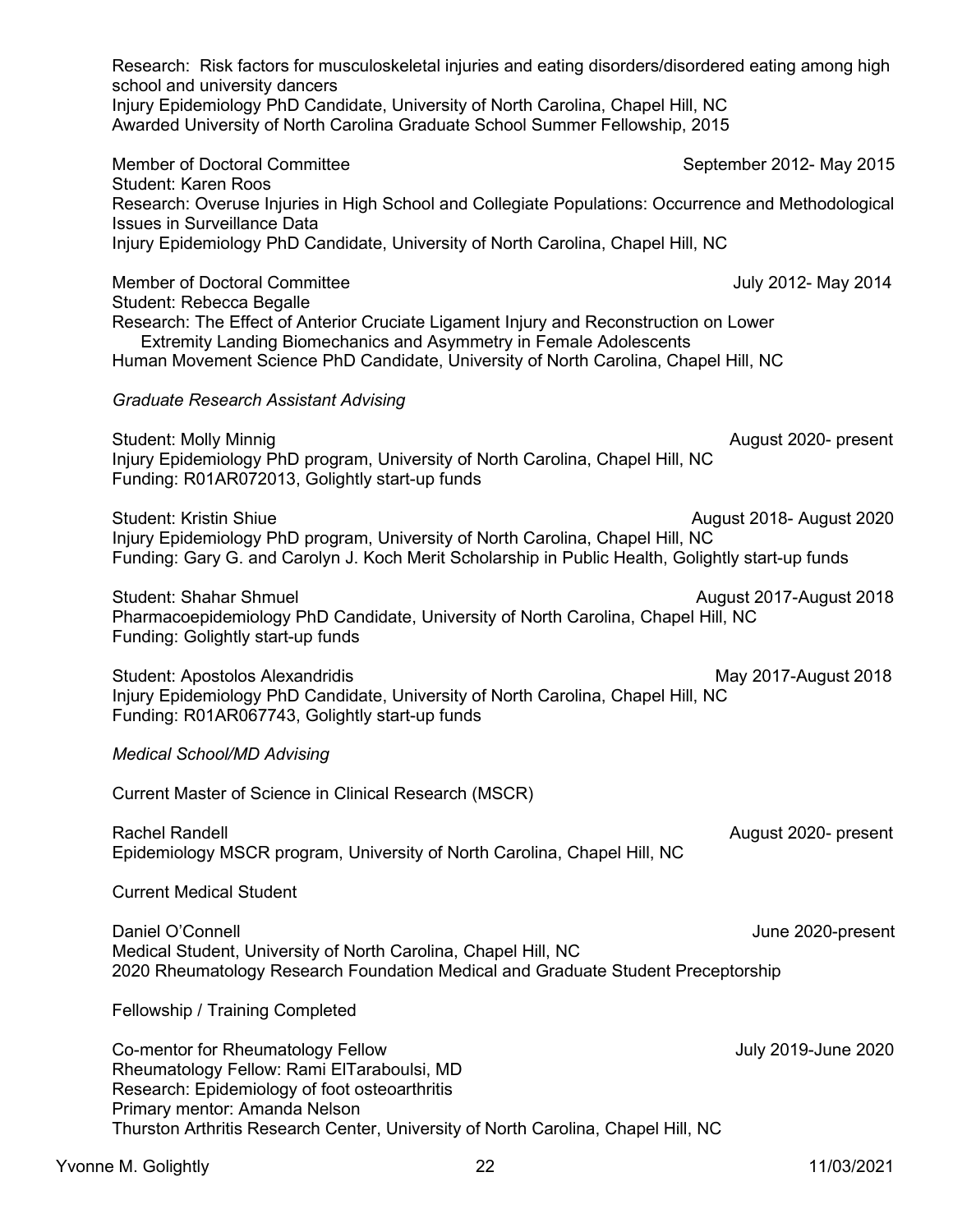Research: Risk factors for musculoskeletal injuries and eating disorders/disordered eating among high school and university dancers
Injury Epidemiology PhD Candidate, University of North Carolina, Chapel Hill, NC
Awarded University of North Carolina Graduate School Summer Fellowship, 2015

Member of Doctoral Committee — September 2012- May 2015
Student: Karen Roos
Research: Overuse Injuries in High School and Collegiate Populations: Occurrence and Methodological Issues in Surveillance Data
Injury Epidemiology PhD Candidate, University of North Carolina, Chapel Hill, NC

Member of Doctoral Committee — July 2012- May 2014
Student: Rebecca Begalle
Research: The Effect of Anterior Cruciate Ligament Injury and Reconstruction on Lower Extremity Landing Biomechanics and Asymmetry in Female Adolescents
Human Movement Science PhD Candidate, University of North Carolina, Chapel Hill, NC

*Graduate Research Assistant Advising*

Student: Molly Minnig — August 2020- present
Injury Epidemiology PhD program, University of North Carolina, Chapel Hill, NC
Funding: R01AR072013, Golightly start-up funds

Student: Kristin Shiue — August 2018- August 2020
Injury Epidemiology PhD program, University of North Carolina, Chapel Hill, NC
Funding: Gary G. and Carolyn J. Koch Merit Scholarship in Public Health, Golightly start-up funds

Student: Shahar Shmuel — August 2017-August 2018
Pharmacoepidemiology PhD Candidate, University of North Carolina, Chapel Hill, NC
Funding: Golightly start-up funds

Student: Apostolos Alexandridis — May 2017-August 2018
Injury Epidemiology PhD Candidate, University of North Carolina, Chapel Hill, NC
Funding: R01AR067743, Golightly start-up funds

*Medical School/MD Advising*

Current Master of Science in Clinical Research (MSCR)

Rachel Randell — August 2020- present
Epidemiology MSCR program, University of North Carolina, Chapel Hill, NC

Current Medical Student

Daniel O'Connell — June 2020-present
Medical Student, University of North Carolina, Chapel Hill, NC
2020 Rheumatology Research Foundation Medical and Graduate Student Preceptorship

Fellowship / Training Completed

Co-mentor for Rheumatology Fellow — July 2019-June 2020
Rheumatology Fellow: Rami ElTaraboulsi, MD
Research: Epidemiology of foot osteoarthritis
Primary mentor: Amanda Nelson
Thurston Arthritis Research Center, University of North Carolina, Chapel Hill, NC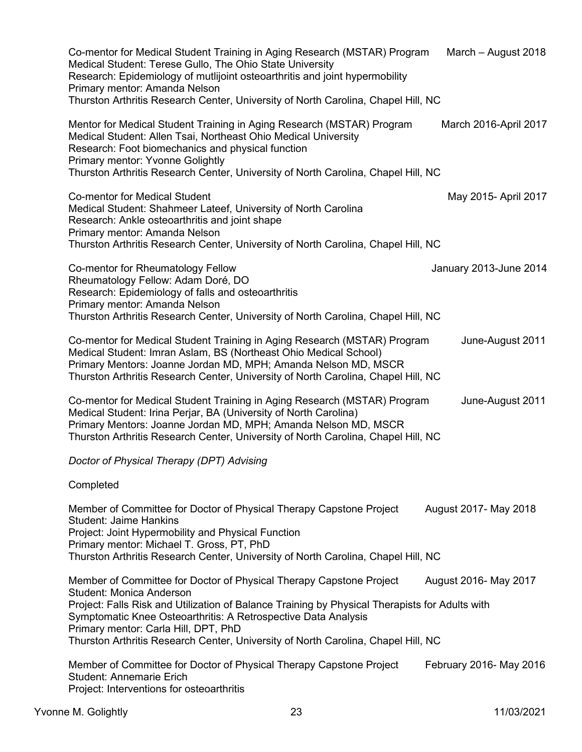Co-mentor for Medical Student Training in Aging Research (MSTAR) Program — March – August 2018
Medical Student: Terese Gullo, The Ohio State University
Research: Epidemiology of mutlijoint osteoarthritis and joint hypermobility
Primary mentor: Amanda Nelson
Thurston Arthritis Research Center, University of North Carolina, Chapel Hill, NC

Mentor for Medical Student Training in Aging Research (MSTAR) Program — March 2016-April 2017
Medical Student: Allen Tsai, Northeast Ohio Medical University
Research: Foot biomechanics and physical function
Primary mentor: Yvonne Golightly
Thurston Arthritis Research Center, University of North Carolina, Chapel Hill, NC

Co-mentor for Medical Student — May 2015- April 2017
Medical Student: Shahmeer Lateef, University of North Carolina
Research: Ankle osteoarthritis and joint shape
Primary mentor: Amanda Nelson
Thurston Arthritis Research Center, University of North Carolina, Chapel Hill, NC

Co-mentor for Rheumatology Fellow — January 2013-June 2014
Rheumatology Fellow: Adam Doré, DO
Research: Epidemiology of falls and osteoarthritis
Primary mentor: Amanda Nelson
Thurston Arthritis Research Center, University of North Carolina, Chapel Hill, NC

Co-mentor for Medical Student Training in Aging Research (MSTAR) Program — June-August 2011
Medical Student: Imran Aslam, BS (Northeast Ohio Medical School)
Primary Mentors: Joanne Jordan MD, MPH; Amanda Nelson MD, MSCR
Thurston Arthritis Research Center, University of North Carolina, Chapel Hill, NC

Co-mentor for Medical Student Training in Aging Research (MSTAR) Program — June-August 2011
Medical Student: Irina Perjar, BA (University of North Carolina)
Primary Mentors: Joanne Jordan MD, MPH; Amanda Nelson MD, MSCR
Thurston Arthritis Research Center, University of North Carolina, Chapel Hill, NC

*Doctor of Physical Therapy (DPT) Advising*

Completed

Member of Committee for Doctor of Physical Therapy Capstone Project — August 2017- May 2018
Student: Jaime Hankins
Project: Joint Hypermobility and Physical Function
Primary mentor: Michael T. Gross, PT, PhD
Thurston Arthritis Research Center, University of North Carolina, Chapel Hill, NC

Member of Committee for Doctor of Physical Therapy Capstone Project — August 2016- May 2017
Student: Monica Anderson
Project: Falls Risk and Utilization of Balance Training by Physical Therapists for Adults with Symptomatic Knee Osteoarthritis: A Retrospective Data Analysis
Primary mentor: Carla Hill, DPT, PhD
Thurston Arthritis Research Center, University of North Carolina, Chapel Hill, NC

Member of Committee for Doctor of Physical Therapy Capstone Project — February 2016- May 2016
Student: Annemarie Erich
Project: Interventions for osteoarthritis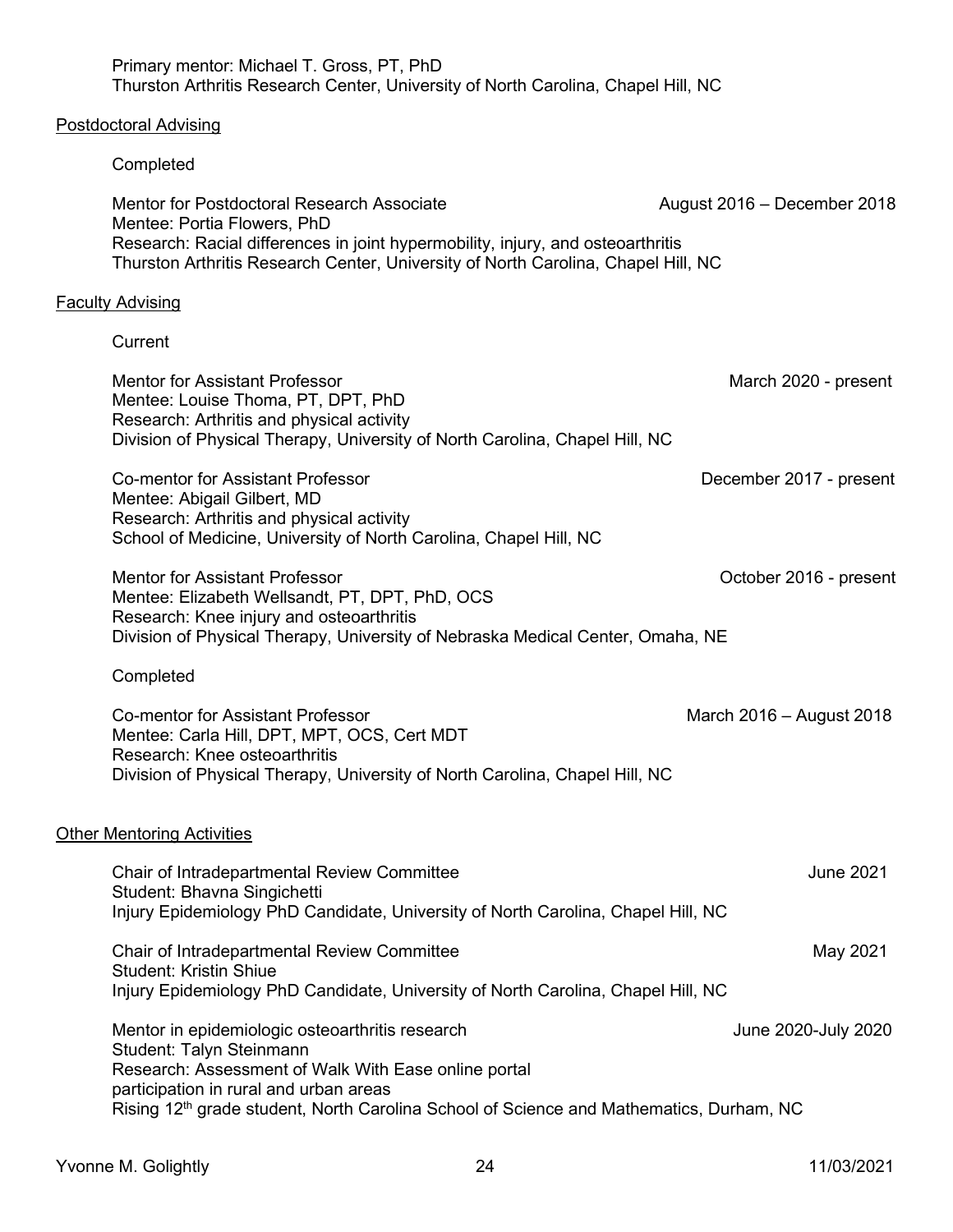Primary mentor: Michael T. Gross, PT, PhD
Thurston Arthritis Research Center, University of North Carolina, Chapel Hill, NC

<u>Postdoctoral Advising</u>

Completed

Mentor for Postdoctoral Research Associate — August 2016 – December 2018
Mentee: Portia Flowers, PhD
Research: Racial differences in joint hypermobility, injury, and osteoarthritis
Thurston Arthritis Research Center, University of North Carolina, Chapel Hill, NC

<u>Faculty Advising</u>

Current

Mentor for Assistant Professor — March 2020 - present
Mentee: Louise Thoma, PT, DPT, PhD
Research: Arthritis and physical activity
Division of Physical Therapy, University of North Carolina, Chapel Hill, NC

Co-mentor for Assistant Professor — December 2017 - present
Mentee: Abigail Gilbert, MD
Research: Arthritis and physical activity
School of Medicine, University of North Carolina, Chapel Hill, NC

Mentor for Assistant Professor — October 2016 - present
Mentee: Elizabeth Wellsandt, PT, DPT, PhD, OCS
Research: Knee injury and osteoarthritis
Division of Physical Therapy, University of Nebraska Medical Center, Omaha, NE

Completed

Co-mentor for Assistant Professor — March 2016 – August 2018
Mentee: Carla Hill, DPT, MPT, OCS, Cert MDT
Research: Knee osteoarthritis
Division of Physical Therapy, University of North Carolina, Chapel Hill, NC

<u>Other Mentoring Activities</u>

Chair of Intradepartmental Review Committee — June 2021
Student: Bhavna Singichetti
Injury Epidemiology PhD Candidate, University of North Carolina, Chapel Hill, NC

Chair of Intradepartmental Review Committee — May 2021
Student: Kristin Shiue
Injury Epidemiology PhD Candidate, University of North Carolina, Chapel Hill, NC

Mentor in epidemiologic osteoarthritis research — June 2020-July 2020
Student: Talyn Steinmann
Research: Assessment of Walk With Ease online portal participation in rural and urban areas
Rising 12th grade student, North Carolina School of Science and Mathematics, Durham, NC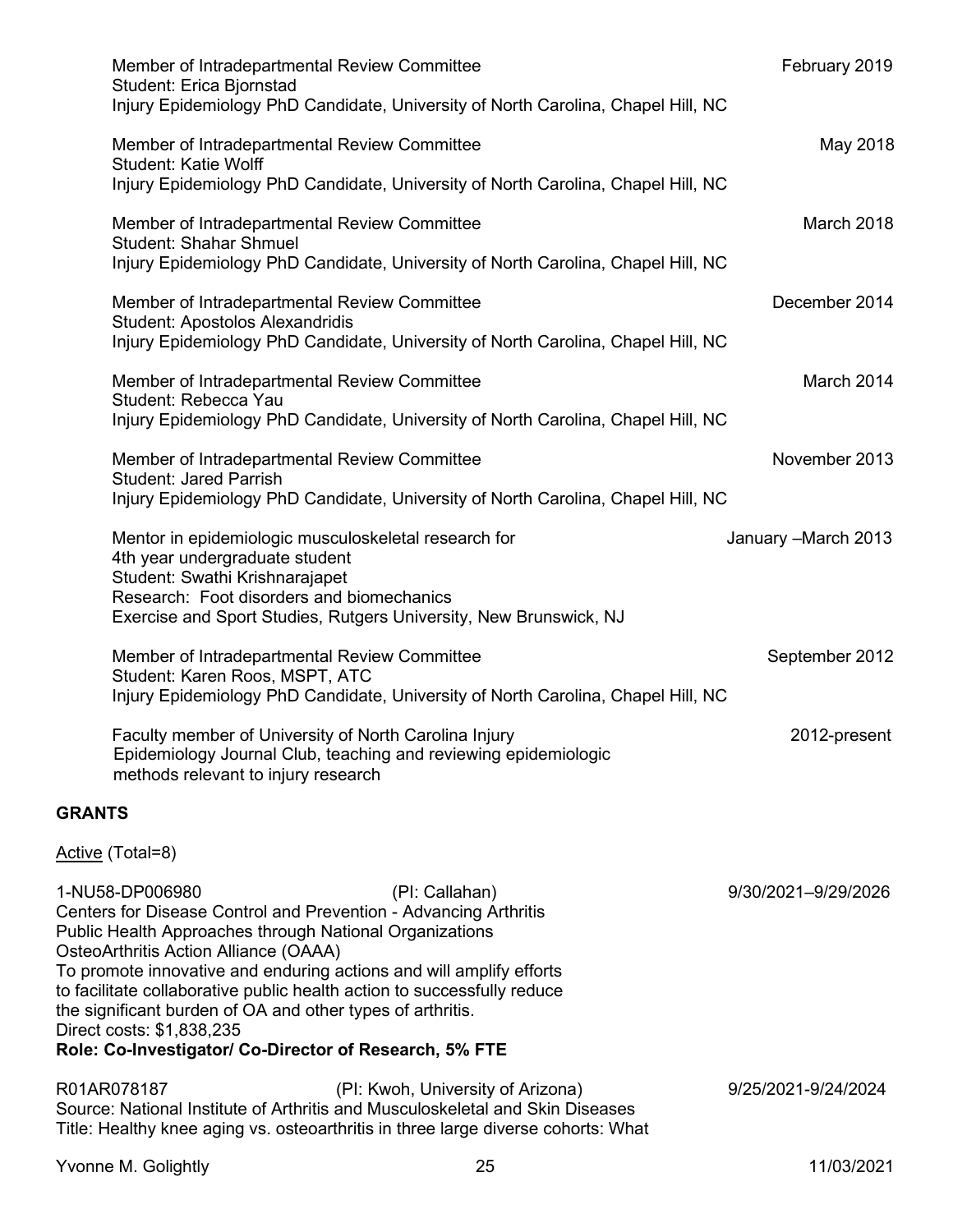Member of Intradepartmental Review Committee — February 2019
Student: Erica Bjornstad
Injury Epidemiology PhD Candidate, University of North Carolina, Chapel Hill, NC

Member of Intradepartmental Review Committee — May 2018
Student: Katie Wolff
Injury Epidemiology PhD Candidate, University of North Carolina, Chapel Hill, NC

Member of Intradepartmental Review Committee — March 2018
Student: Shahar Shmuel
Injury Epidemiology PhD Candidate, University of North Carolina, Chapel Hill, NC

Member of Intradepartmental Review Committee — December 2014
Student: Apostolos Alexandridis
Injury Epidemiology PhD Candidate, University of North Carolina, Chapel Hill, NC

Member of Intradepartmental Review Committee — March 2014
Student: Rebecca Yau
Injury Epidemiology PhD Candidate, University of North Carolina, Chapel Hill, NC

Member of Intradepartmental Review Committee — November 2013
Student: Jared Parrish
Injury Epidemiology PhD Candidate, University of North Carolina, Chapel Hill, NC

Mentor in epidemiologic musculoskeletal research for 4th year undergraduate student — January –March 2013
Student: Swathi Krishnarajapet
Research: Foot disorders and biomechanics
Exercise and Sport Studies, Rutgers University, New Brunswick, NJ

Member of Intradepartmental Review Committee — September 2012
Student: Karen Roos, MSPT, ATC
Injury Epidemiology PhD Candidate, University of North Carolina, Chapel Hill, NC

Faculty member of University of North Carolina Injury Epidemiology Journal Club, teaching and reviewing epidemiologic methods relevant to injury research — 2012-present

## GRANTS

Active (Total=8)

1-NU58-DP006980 (PI: Callahan) — 9/30/2021–9/29/2026
Centers for Disease Control and Prevention - Advancing Arthritis Public Health Approaches through National Organizations
OsteoArthritis Action Alliance (OAAA)
To promote innovative and enduring actions and will amplify efforts to facilitate collaborative public health action to successfully reduce the significant burden of OA and other types of arthritis.
Direct costs: $1,838,235
**Role: Co-Investigator/ Co-Director of Research, 5% FTE**

R01AR078187 (PI: Kwoh, University of Arizona) — 9/25/2021-9/24/2024
Source: National Institute of Arthritis and Musculoskeletal and Skin Diseases
Title: Healthy knee aging vs. osteoarthritis in three large diverse cohorts: What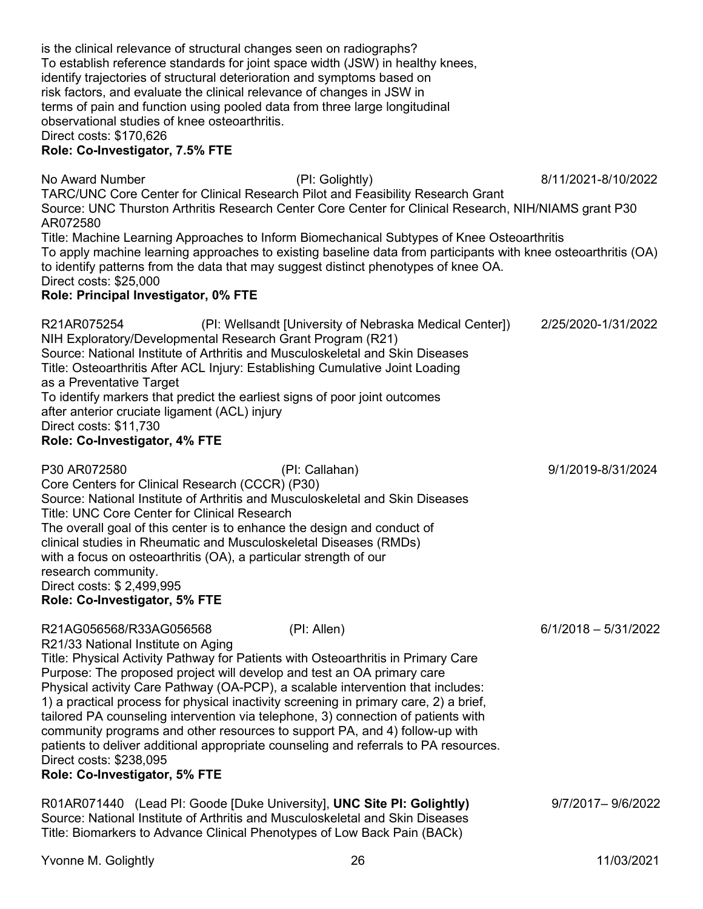is the clinical relevance of structural changes seen on radiographs?
To establish reference standards for joint space width (JSW) in healthy knees, identify trajectories of structural deterioration and symptoms based on risk factors, and evaluate the clinical relevance of changes in JSW in terms of pain and function using pooled data from three large longitudinal observational studies of knee osteoarthritis.
Direct costs: $170,626
**Role: Co-Investigator, 7.5% FTE**

No Award Number (PI: Golightly) 8/11/2021-8/10/2022
TARC/UNC Core Center for Clinical Research Pilot and Feasibility Research Grant
Source: UNC Thurston Arthritis Research Center Core Center for Clinical Research, NIH/NIAMS grant P30 AR072580
Title: Machine Learning Approaches to Inform Biomechanical Subtypes of Knee Osteoarthritis
To apply machine learning approaches to existing baseline data from participants with knee osteoarthritis (OA) to identify patterns from the data that may suggest distinct phenotypes of knee OA.
Direct costs: $25,000
**Role: Principal Investigator, 0% FTE**

R21AR075254 (PI: Wellsandt [University of Nebraska Medical Center]) 2/25/2020-1/31/2022
NIH Exploratory/Developmental Research Grant Program (R21)
Source: National Institute of Arthritis and Musculoskeletal and Skin Diseases
Title: Osteoarthritis After ACL Injury: Establishing Cumulative Joint Loading as a Preventative Target
To identify markers that predict the earliest signs of poor joint outcomes after anterior cruciate ligament (ACL) injury
Direct costs: $11,730
**Role: Co-Investigator, 4% FTE**

P30 AR072580 (PI: Callahan) 9/1/2019-8/31/2024
Core Centers for Clinical Research (CCCR) (P30)
Source: National Institute of Arthritis and Musculoskeletal and Skin Diseases
Title: UNC Core Center for Clinical Research
The overall goal of this center is to enhance the design and conduct of clinical studies in Rheumatic and Musculoskeletal Diseases (RMDs) with a focus on osteoarthritis (OA), a particular strength of our research community.
Direct costs: $ 2,499,995
**Role: Co-Investigator, 5% FTE**

R21AG056568/R33AG056568 (PI: Allen) 6/1/2018 – 5/31/2022
R21/33 National Institute on Aging
Title: Physical Activity Pathway for Patients with Osteoarthritis in Primary Care
Purpose: The proposed project will develop and test an OA primary care Physical activity Care Pathway (OA-PCP), a scalable intervention that includes: 1) a practical process for physical inactivity screening in primary care, 2) a brief, tailored PA counseling intervention via telephone, 3) connection of patients with community programs and other resources to support PA, and 4) follow-up with patients to deliver additional appropriate counseling and referrals to PA resources.
Direct costs: $238,095
**Role: Co-Investigator, 5% FTE**

R01AR071440 (Lead PI: Goode [Duke University], **UNC Site PI: Golightly)** 9/7/2017– 9/6/2022
Source: National Institute of Arthritis and Musculoskeletal and Skin Diseases
Title: Biomarkers to Advance Clinical Phenotypes of Low Back Pain (BACk)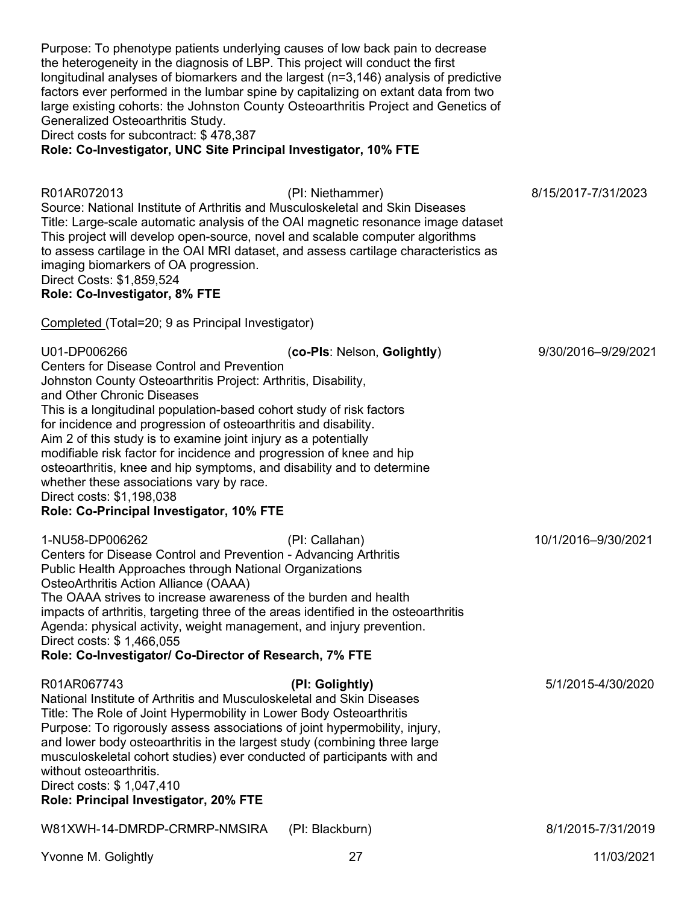Purpose: To phenotype patients underlying causes of low back pain to decrease the heterogeneity in the diagnosis of LBP. This project will conduct the first longitudinal analyses of biomarkers and the largest (n=3,146) analysis of predictive factors ever performed in the lumbar spine by capitalizing on extant data from two large existing cohorts: the Johnston County Osteoarthritis Project and Genetics of Generalized Osteoarthritis Study.
Direct costs for subcontract: $ 478,387
**Role: Co-Investigator, UNC Site Principal Investigator, 10% FTE**

R01AR072013 (PI: Niethammer) 8/15/2017-7/31/2023
Source: National Institute of Arthritis and Musculoskeletal and Skin Diseases
Title: Large-scale automatic analysis of the OAI magnetic resonance image dataset
This project will develop open-source, novel and scalable computer algorithms to assess cartilage in the OAI MRI dataset, and assess cartilage characteristics as imaging biomarkers of OA progression.
Direct Costs: $1,859,524
**Role: Co-Investigator, 8% FTE**

Completed (Total=20; 9 as Principal Investigator)

U01-DP006266 (**co-PIs**: Nelson, **Golightly**) 9/30/2016–9/29/2021
Centers for Disease Control and Prevention
Johnston County Osteoarthritis Project: Arthritis, Disability, and Other Chronic Diseases
This is a longitudinal population-based cohort study of risk factors for incidence and progression of osteoarthritis and disability. Aim 2 of this study is to examine joint injury as a potentially modifiable risk factor for incidence and progression of knee and hip osteoarthritis, knee and hip symptoms, and disability and to determine whether these associations vary by race.
Direct costs: $1,198,038
**Role: Co-Principal Investigator, 10% FTE**

1-NU58-DP006262 (PI: Callahan) 10/1/2016–9/30/2021
Centers for Disease Control and Prevention - Advancing Arthritis Public Health Approaches through National Organizations
OsteoArthritis Action Alliance (OAAA)
The OAAA strives to increase awareness of the burden and health impacts of arthritis, targeting three of the areas identified in the osteoarthritis Agenda: physical activity, weight management, and injury prevention.
Direct costs: $ 1,466,055
**Role: Co-Investigator/ Co-Director of Research, 7% FTE**

R01AR067743 **(PI: Golightly)** 5/1/2015-4/30/2020
National Institute of Arthritis and Musculoskeletal and Skin Diseases
Title: The Role of Joint Hypermobility in Lower Body Osteoarthritis
Purpose: To rigorously assess associations of joint hypermobility, injury, and lower body osteoarthritis in the largest study (combining three large musculoskeletal cohort studies) ever conducted of participants with and without osteoarthritis.
Direct costs: $ 1,047,410
**Role: Principal Investigator, 20% FTE**

W81XWH-14-DMRDP-CRMRP-NMSIRA (PI: Blackburn) 8/1/2015-7/31/2019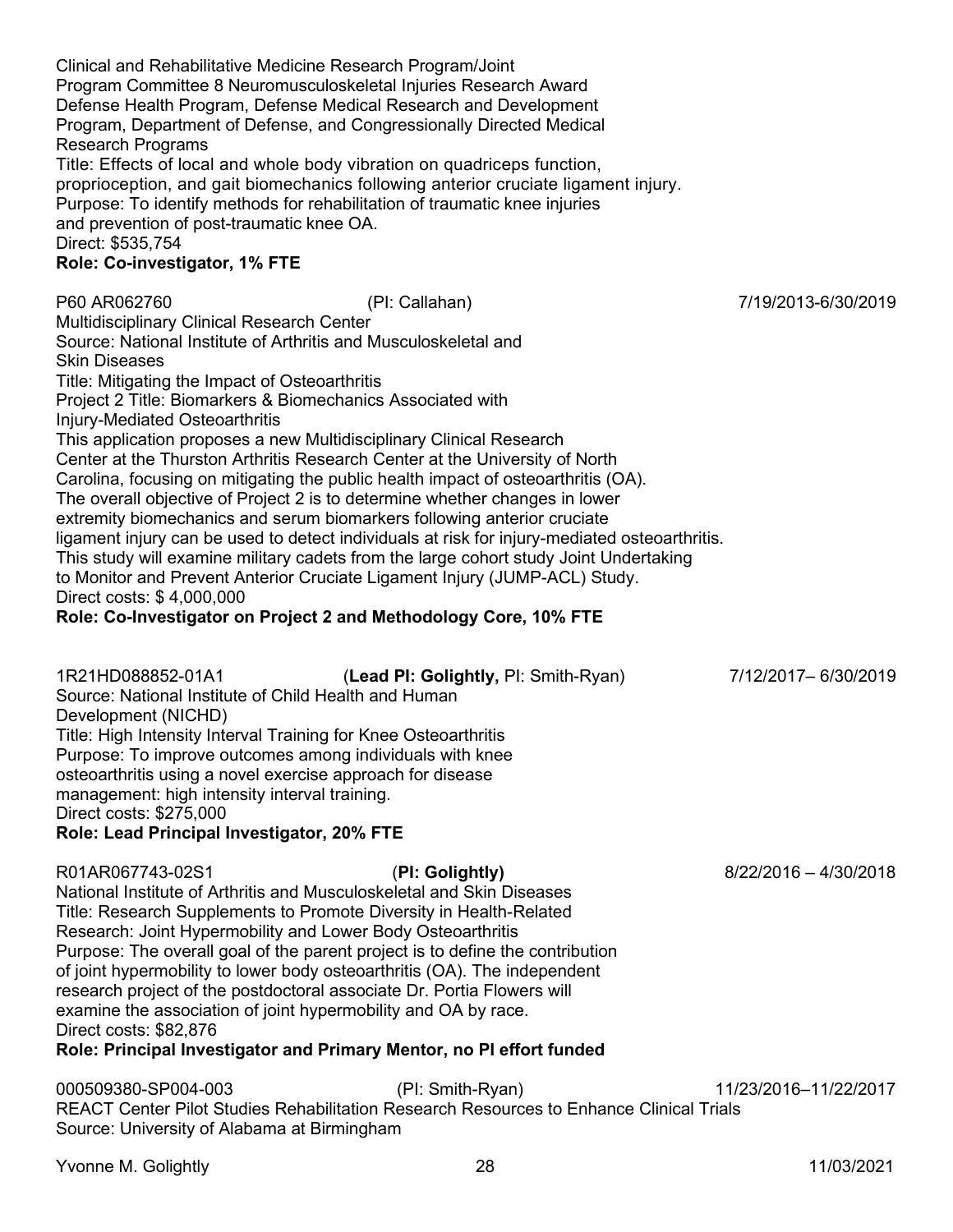Clinical and Rehabilitative Medicine Research Program/Joint
Program Committee 8 Neuromusculoskeletal Injuries Research Award
Defense Health Program, Defense Medical Research and Development
Program, Department of Defense, and Congressionally Directed Medical
Research Programs
Title: Effects of local and whole body vibration on quadriceps function, proprioception, and gait biomechanics following anterior cruciate ligament injury.
Purpose: To identify methods for rehabilitation of traumatic knee injuries and prevention of post-traumatic knee OA.
Direct: $535,754
**Role: Co-investigator, 1% FTE**

P60 AR062760 (PI: Callahan) 7/19/2013-6/30/2019
Multidisciplinary Clinical Research Center
Source: National Institute of Arthritis and Musculoskeletal and Skin Diseases
Title: Mitigating the Impact of Osteoarthritis
Project 2 Title: Biomarkers & Biomechanics Associated with Injury-Mediated Osteoarthritis
This application proposes a new Multidisciplinary Clinical Research Center at the Thurston Arthritis Research Center at the University of North Carolina, focusing on mitigating the public health impact of osteoarthritis (OA). The overall objective of Project 2 is to determine whether changes in lower extremity biomechanics and serum biomarkers following anterior cruciate ligament injury can be used to detect individuals at risk for injury-mediated osteoarthritis. This study will examine military cadets from the large cohort study Joint Undertaking to Monitor and Prevent Anterior Cruciate Ligament Injury (JUMP-ACL) Study.
Direct costs: $ 4,000,000
**Role: Co-Investigator on Project 2 and Methodology Core, 10% FTE**

1R21HD088852-01A1 (**Lead PI: Golightly,** PI: Smith-Ryan) 7/12/2017– 6/30/2019
Source: National Institute of Child Health and Human Development (NICHD)
Title: High Intensity Interval Training for Knee Osteoarthritis
Purpose: To improve outcomes among individuals with knee osteoarthritis using a novel exercise approach for disease management: high intensity interval training.
Direct costs: $275,000
**Role: Lead Principal Investigator, 20% FTE**

R01AR067743-02S1 (**PI: Golightly)** 8/22/2016 – 4/30/2018
National Institute of Arthritis and Musculoskeletal and Skin Diseases
Title: Research Supplements to Promote Diversity in Health-Related Research: Joint Hypermobility and Lower Body Osteoarthritis
Purpose: The overall goal of the parent project is to define the contribution of joint hypermobility to lower body osteoarthritis (OA). The independent research project of the postdoctoral associate Dr. Portia Flowers will examine the association of joint hypermobility and OA by race.
Direct costs: $82,876
**Role: Principal Investigator and Primary Mentor, no PI effort funded**

000509380-SP004-003 (PI: Smith-Ryan) 11/23/2016–11/22/2017
REACT Center Pilot Studies Rehabilitation Research Resources to Enhance Clinical Trials
Source: University of Alabama at Birmingham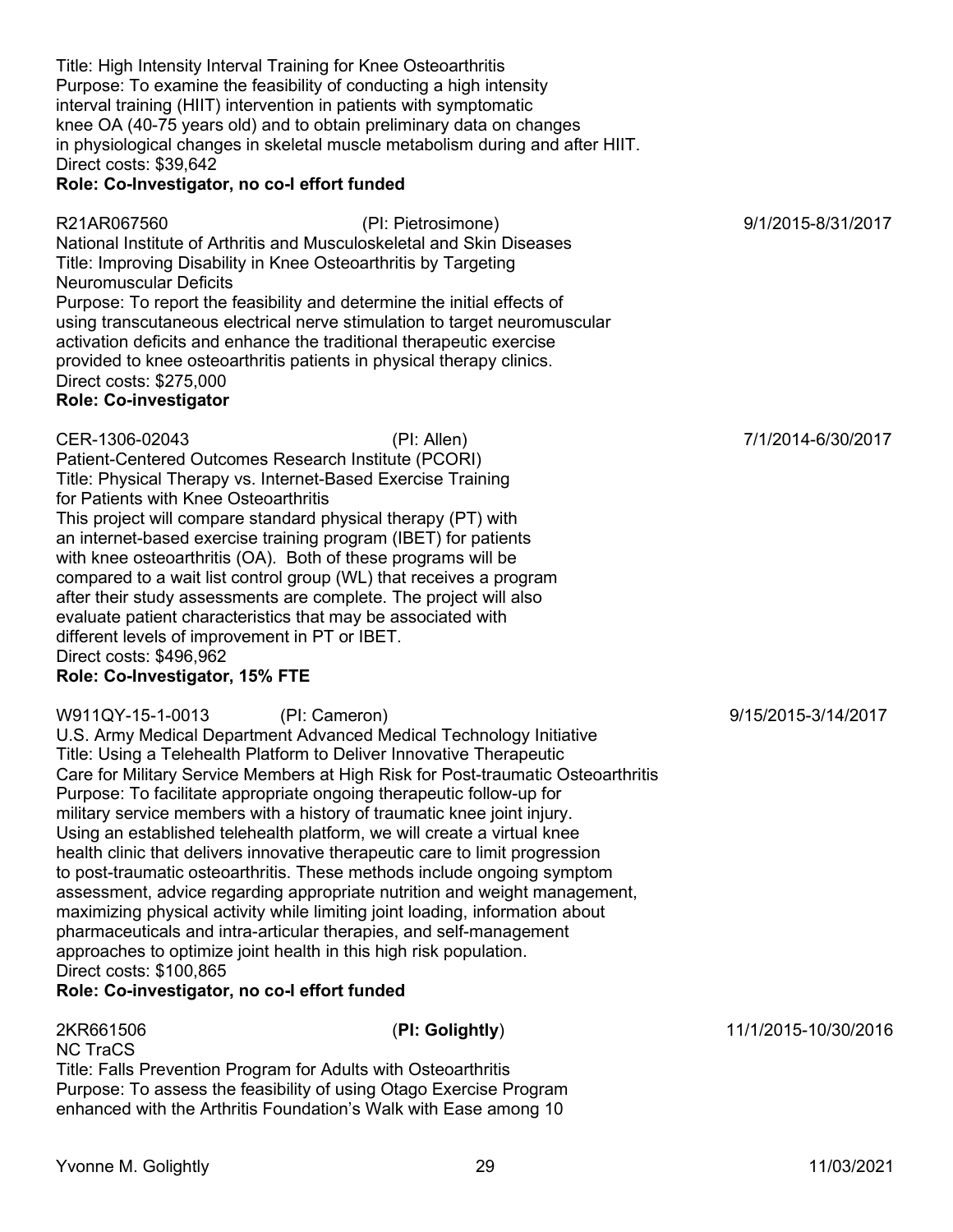Title: High Intensity Interval Training for Knee Osteoarthritis
Purpose: To examine the feasibility of conducting a high intensity interval training (HIIT) intervention in patients with symptomatic knee OA (40-75 years old) and to obtain preliminary data on changes in physiological changes in skeletal muscle metabolism during and after HIIT.
Direct costs: $39,642
**Role: Co-Investigator, no co-I effort funded**

R21AR067560 (PI: Pietrosimone) 9/1/2015-8/31/2017
National Institute of Arthritis and Musculoskeletal and Skin Diseases
Title: Improving Disability in Knee Osteoarthritis by Targeting Neuromuscular Deficits
Purpose: To report the feasibility and determine the initial effects of using transcutaneous electrical nerve stimulation to target neuromuscular activation deficits and enhance the traditional therapeutic exercise provided to knee osteoarthritis patients in physical therapy clinics.
Direct costs: $275,000
**Role: Co-investigator**

CER-1306-02043 (PI: Allen) 7/1/2014-6/30/2017
Patient-Centered Outcomes Research Institute (PCORI)
Title: Physical Therapy vs. Internet-Based Exercise Training for Patients with Knee Osteoarthritis
This project will compare standard physical therapy (PT) with an internet-based exercise training program (IBET) for patients with knee osteoarthritis (OA). Both of these programs will be compared to a wait list control group (WL) that receives a program after their study assessments are complete. The project will also evaluate patient characteristics that may be associated with different levels of improvement in PT or IBET.
Direct costs: $496,962
**Role: Co-Investigator, 15% FTE**

W911QY-15-1-0013 (PI: Cameron) 9/15/2015-3/14/2017
U.S. Army Medical Department Advanced Medical Technology Initiative
Title: Using a Telehealth Platform to Deliver Innovative Therapeutic Care for Military Service Members at High Risk for Post-traumatic Osteoarthritis
Purpose: To facilitate appropriate ongoing therapeutic follow-up for military service members with a history of traumatic knee joint injury. Using an established telehealth platform, we will create a virtual knee health clinic that delivers innovative therapeutic care to limit progression to post-traumatic osteoarthritis. These methods include ongoing symptom assessment, advice regarding appropriate nutrition and weight management, maximizing physical activity while limiting joint loading, information about pharmaceuticals and intra-articular therapies, and self-management approaches to optimize joint health in this high risk population.
Direct costs: $100,865
**Role: Co-investigator, no co-I effort funded**

2KR661506 (**PI: Golightly**) 11/1/2015-10/30/2016
NC TraCS
Title: Falls Prevention Program for Adults with Osteoarthritis
Purpose: To assess the feasibility of using Otago Exercise Program enhanced with the Arthritis Foundation's Walk with Ease among 10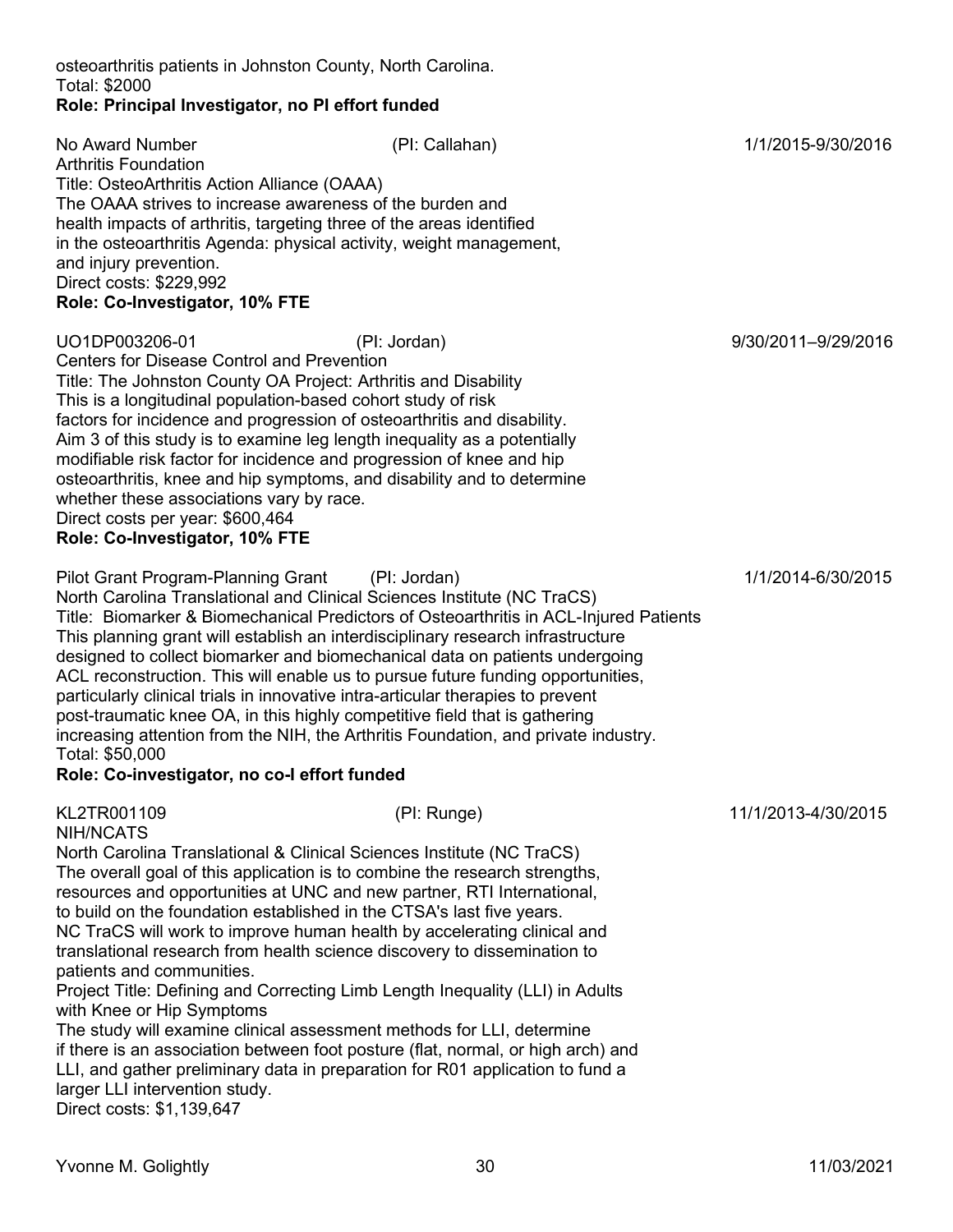osteoarthritis patients in Johnston County, North Carolina.
Total: $2000
**Role: Principal Investigator, no PI effort funded**

No Award Number (PI: Callahan) 1/1/2015-9/30/2016
Arthritis Foundation
Title: OsteoArthritis Action Alliance (OAAA)
The OAAA strives to increase awareness of the burden and health impacts of arthritis, targeting three of the areas identified in the osteoarthritis Agenda: physical activity, weight management, and injury prevention.
Direct costs: $229,992
**Role: Co-Investigator, 10% FTE**

UO1DP003206-01 (PI: Jordan) 9/30/2011–9/29/2016
Centers for Disease Control and Prevention
Title: The Johnston County OA Project: Arthritis and Disability
This is a longitudinal population-based cohort study of risk factors for incidence and progression of osteoarthritis and disability. Aim 3 of this study is to examine leg length inequality as a potentially modifiable risk factor for incidence and progression of knee and hip osteoarthritis, knee and hip symptoms, and disability and to determine whether these associations vary by race.
Direct costs per year: $600,464
**Role: Co-Investigator, 10% FTE**

Pilot Grant Program-Planning Grant (PI: Jordan) 1/1/2014-6/30/2015
North Carolina Translational and Clinical Sciences Institute (NC TraCS)
Title: Biomarker & Biomechanical Predictors of Osteoarthritis in ACL-Injured Patients
This planning grant will establish an interdisciplinary research infrastructure designed to collect biomarker and biomechanical data on patients undergoing ACL reconstruction. This will enable us to pursue future funding opportunities, particularly clinical trials in innovative intra-articular therapies to prevent post-traumatic knee OA, in this highly competitive field that is gathering increasing attention from the NIH, the Arthritis Foundation, and private industry.
Total: $50,000
**Role: Co-investigator, no co-I effort funded**

KL2TR001109 (PI: Runge) 11/1/2013-4/30/2015
NIH/NCATS
North Carolina Translational & Clinical Sciences Institute (NC TraCS)
The overall goal of this application is to combine the research strengths, resources and opportunities at UNC and new partner, RTI International, to build on the foundation established in the CTSA's last five years. NC TraCS will work to improve human health by accelerating clinical and translational research from health science discovery to dissemination to patients and communities.
Project Title: Defining and Correcting Limb Length Inequality (LLI) in Adults with Knee or Hip Symptoms
The study will examine clinical assessment methods for LLI, determine if there is an association between foot posture (flat, normal, or high arch) and LLI, and gather preliminary data in preparation for R01 application to fund a larger LLI intervention study.
Direct costs: $1,139,647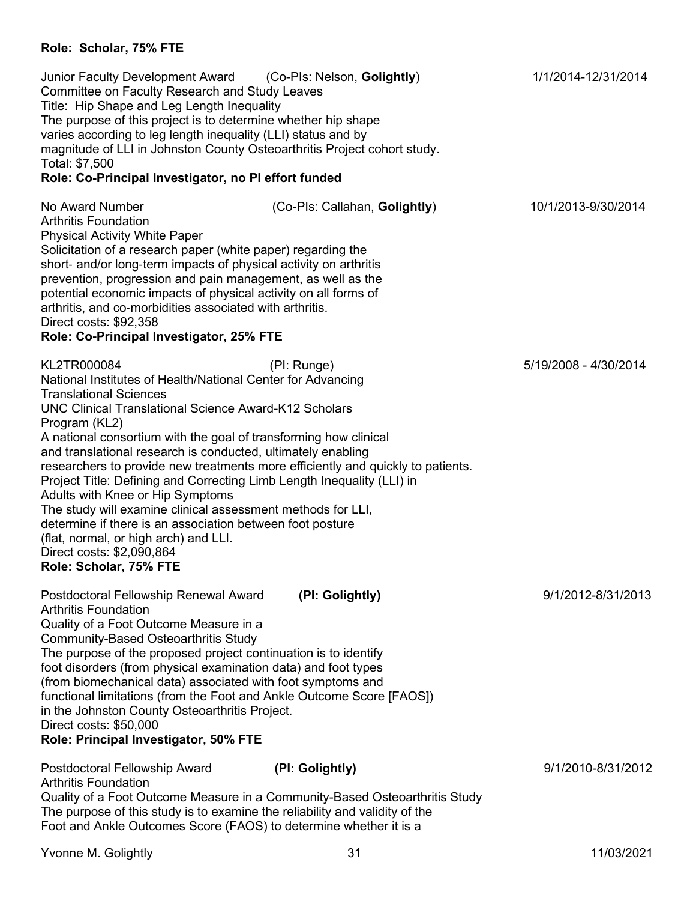**Role: Scholar, 75% FTE**

Junior Faculty Development Award (Co-PIs: Nelson, **Golightly**) 1/1/2014-12/31/2014
Committee on Faculty Research and Study Leaves
Title: Hip Shape and Leg Length Inequality
The purpose of this project is to determine whether hip shape varies according to leg length inequality (LLI) status and by magnitude of LLI in Johnston County Osteoarthritis Project cohort study.
Total: $7,500
**Role: Co-Principal Investigator, no PI effort funded**

No Award Number (Co-PIs: Callahan, **Golightly**) 10/1/2013-9/30/2014
Arthritis Foundation
Physical Activity White Paper
Solicitation of a research paper (white paper) regarding the short- and/or long-term impacts of physical activity on arthritis prevention, progression and pain management, as well as the potential economic impacts of physical activity on all forms of arthritis, and co-morbidities associated with arthritis.
Direct costs: $92,358
**Role: Co-Principal Investigator, 25% FTE**

KL2TR000084 (PI: Runge) 5/19/2008 - 4/30/2014
National Institutes of Health/National Center for Advancing Translational Sciences
UNC Clinical Translational Science Award-K12 Scholars Program (KL2)
A national consortium with the goal of transforming how clinical and translational research is conducted, ultimately enabling researchers to provide new treatments more efficiently and quickly to patients.
Project Title: Defining and Correcting Limb Length Inequality (LLI) in Adults with Knee or Hip Symptoms
The study will examine clinical assessment methods for LLI, determine if there is an association between foot posture (flat, normal, or high arch) and LLI.
Direct costs: $2,090,864
**Role: Scholar, 75% FTE**

Postdoctoral Fellowship Renewal Award **(PI: Golightly)** 9/1/2012-8/31/2013
Arthritis Foundation
Quality of a Foot Outcome Measure in a Community-Based Osteoarthritis Study
The purpose of the proposed project continuation is to identify foot disorders (from physical examination data) and foot types (from biomechanical data) associated with foot symptoms and functional limitations (from the Foot and Ankle Outcome Score [FAOS]) in the Johnston County Osteoarthritis Project.
Direct costs: $50,000
**Role: Principal Investigator, 50% FTE**

Postdoctoral Fellowship Award **(PI: Golightly)** 9/1/2010-8/31/2012
Arthritis Foundation
Quality of a Foot Outcome Measure in a Community-Based Osteoarthritis Study
The purpose of this study is to examine the reliability and validity of the Foot and Ankle Outcomes Score (FAOS) to determine whether it is a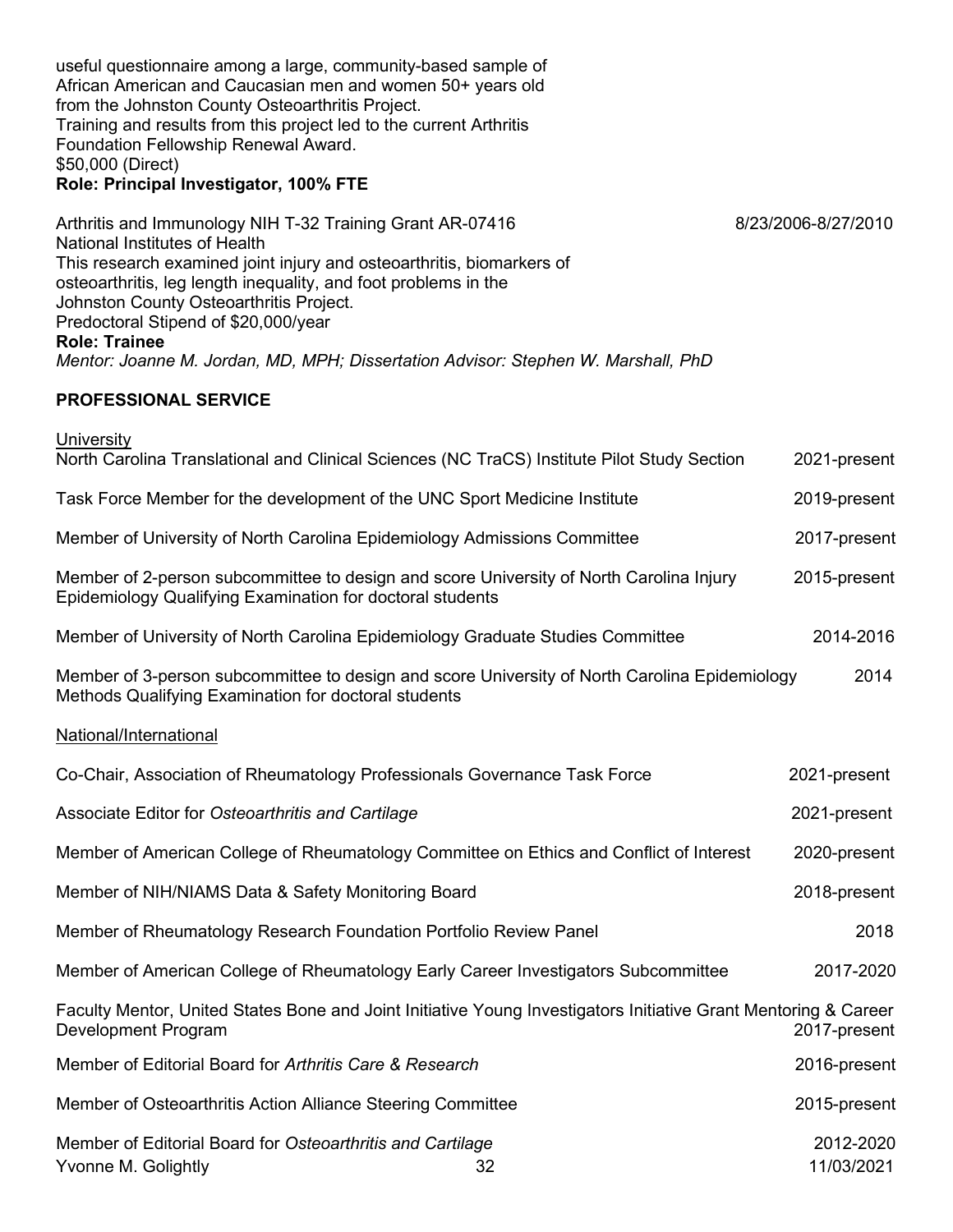useful questionnaire among a large, community-based sample of African American and Caucasian men and women 50+ years old from the Johnston County Osteoarthritis Project.
Training and results from this project led to the current Arthritis Foundation Fellowship Renewal Award.
$50,000 (Direct)
**Role: Principal Investigator, 100% FTE**

Arthritis and Immunology NIH T-32 Training Grant AR-07416 — 8/23/2006-8/27/2010
National Institutes of Health
This research examined joint injury and osteoarthritis, biomarkers of osteoarthritis, leg length inequality, and foot problems in the Johnston County Osteoarthritis Project.
Predoctoral Stipend of $20,000/year
**Role: Trainee**
*Mentor: Joanne M. Jordan, MD, MPH; Dissertation Advisor: Stephen W. Marshall, PhD*

## PROFESSIONAL SERVICE

University

North Carolina Translational and Clinical Sciences (NC TraCS) Institute Pilot Study Section — 2021-present

Task Force Member for the development of the UNC Sport Medicine Institute — 2019-present

Member of University of North Carolina Epidemiology Admissions Committee — 2017-present

Member of 2-person subcommittee to design and score University of North Carolina Injury Epidemiology Qualifying Examination for doctoral students — 2015-present

Member of University of North Carolina Epidemiology Graduate Studies Committee — 2014-2016

Member of 3-person subcommittee to design and score University of North Carolina Epidemiology Methods Qualifying Examination for doctoral students — 2014

National/International

Co-Chair, Association of Rheumatology Professionals Governance Task Force — 2021-present

Associate Editor for *Osteoarthritis and Cartilage* — 2021-present

Member of American College of Rheumatology Committee on Ethics and Conflict of Interest — 2020-present

Member of NIH/NIAMS Data & Safety Monitoring Board — 2018-present

Member of Rheumatology Research Foundation Portfolio Review Panel — 2018

Member of American College of Rheumatology Early Career Investigators Subcommittee — 2017-2020

Faculty Mentor, United States Bone and Joint Initiative Young Investigators Initiative Grant Mentoring & Career Development Program — 2017-present

Member of Editorial Board for *Arthritis Care & Research* — 2016-present

Member of Osteoarthritis Action Alliance Steering Committee — 2015-present

Member of Editorial Board for *Osteoarthritis and Cartilage* — 2012-2020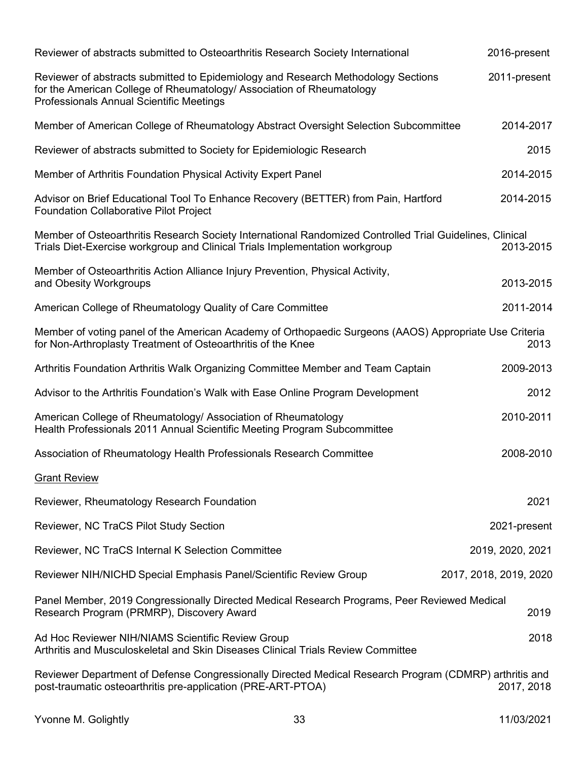Reviewer of abstracts submitted to Osteoarthritis Research Society International 2016-present

Reviewer of abstracts submitted to Epidemiology and Research Methodology Sections for the American College of Rheumatology/ Association of Rheumatology Professionals Annual Scientific Meetings 2011-present

Member of American College of Rheumatology Abstract Oversight Selection Subcommittee 2014-2017

Reviewer of abstracts submitted to Society for Epidemiologic Research 2015

Member of Arthritis Foundation Physical Activity Expert Panel 2014-2015

Advisor on Brief Educational Tool To Enhance Recovery (BETTER) from Pain, Hartford Foundation Collaborative Pilot Project 2014-2015

Member of Osteoarthritis Research Society International Randomized Controlled Trial Guidelines, Clinical Trials Diet-Exercise workgroup and Clinical Trials Implementation workgroup 2013-2015

Member of Osteoarthritis Action Alliance Injury Prevention, Physical Activity, and Obesity Workgroups 2013-2015

American College of Rheumatology Quality of Care Committee 2011-2014

Member of voting panel of the American Academy of Orthopaedic Surgeons (AAOS) Appropriate Use Criteria for Non-Arthroplasty Treatment of Osteoarthritis of the Knee 2013

Arthritis Foundation Arthritis Walk Organizing Committee Member and Team Captain 2009-2013

Advisor to the Arthritis Foundation's Walk with Ease Online Program Development 2012

American College of Rheumatology/ Association of Rheumatology Health Professionals 2011 Annual Scientific Meeting Program Subcommittee 2010-2011

Association of Rheumatology Health Professionals Research Committee 2008-2010

<u>Grant Review</u>

Reviewer, Rheumatology Research Foundation 2021

Reviewer, NC TraCS Pilot Study Section 2021-present

Reviewer, NC TraCS Internal K Selection Committee 2019, 2020, 2021

Reviewer NIH/NICHD Special Emphasis Panel/Scientific Review Group 2017, 2018, 2019, 2020

Panel Member, 2019 Congressionally Directed Medical Research Programs, Peer Reviewed Medical Research Program (PRMRP), Discovery Award 2019

Ad Hoc Reviewer NIH/NIAMS Scientific Review Group Arthritis and Musculoskeletal and Skin Diseases Clinical Trials Review Committee 2018

Reviewer Department of Defense Congressionally Directed Medical Research Program (CDMRP) arthritis and post-traumatic osteoarthritis pre-application (PRE-ART-PTOA) 2017, 2018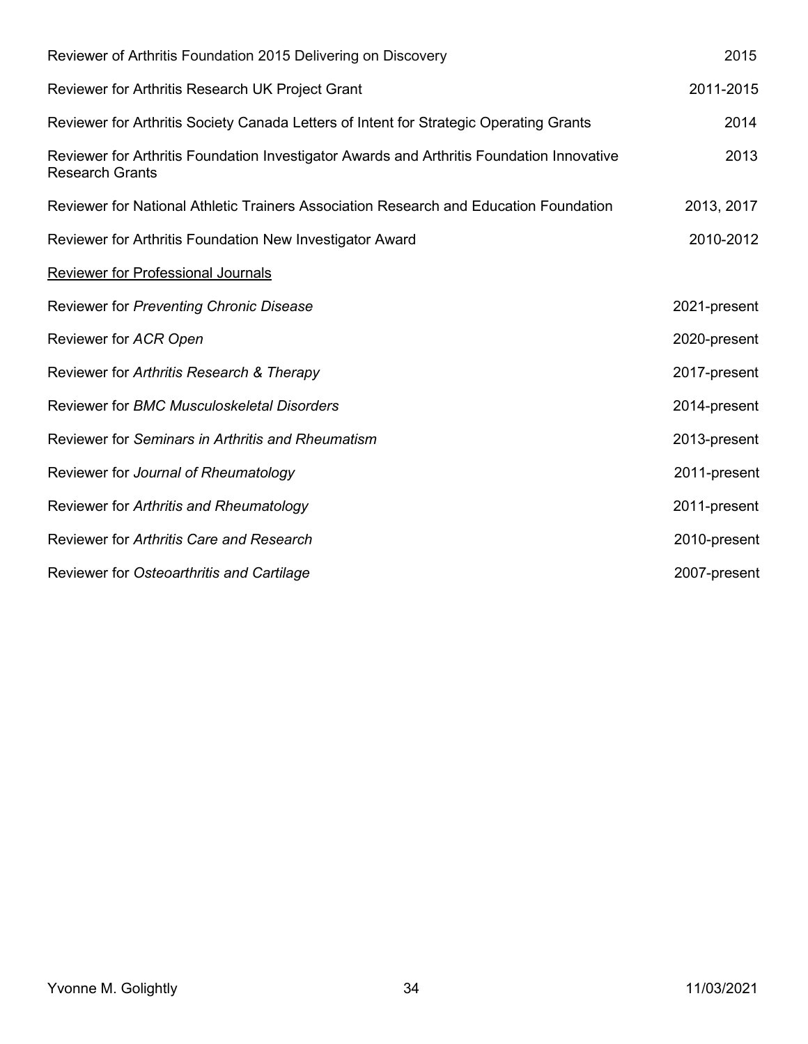| | |
|---|---|
| Reviewer of Arthritis Foundation 2015 Delivering on Discovery | 2015 |
| Reviewer for Arthritis Research UK Project Grant | 2011-2015 |
| Reviewer for Arthritis Society Canada Letters of Intent for Strategic Operating Grants | 2014 |
| Reviewer for Arthritis Foundation Investigator Awards and Arthritis Foundation Innovative Research Grants | 2013 |
| Reviewer for National Athletic Trainers Association Research and Education Foundation | 2013, 2017 |
| Reviewer for Arthritis Foundation New Investigator Award | 2010-2012 |

<u>Reviewer for Professional Journals</u>

| | |
|---|---|
| Reviewer for *Preventing Chronic Disease* | 2021-present |
| Reviewer for *ACR Open* | 2020-present |
| Reviewer for *Arthritis Research & Therapy* | 2017-present |
| Reviewer for *BMC Musculoskeletal Disorders* | 2014-present |
| Reviewer for *Seminars in Arthritis and Rheumatism* | 2013-present |
| Reviewer for *Journal of Rheumatology* | 2011-present |
| Reviewer for *Arthritis and Rheumatology* | 2011-present |
| Reviewer for *Arthritis Care and Research* | 2010-present |
| Reviewer for *Osteoarthritis and Cartilage* | 2007-present |